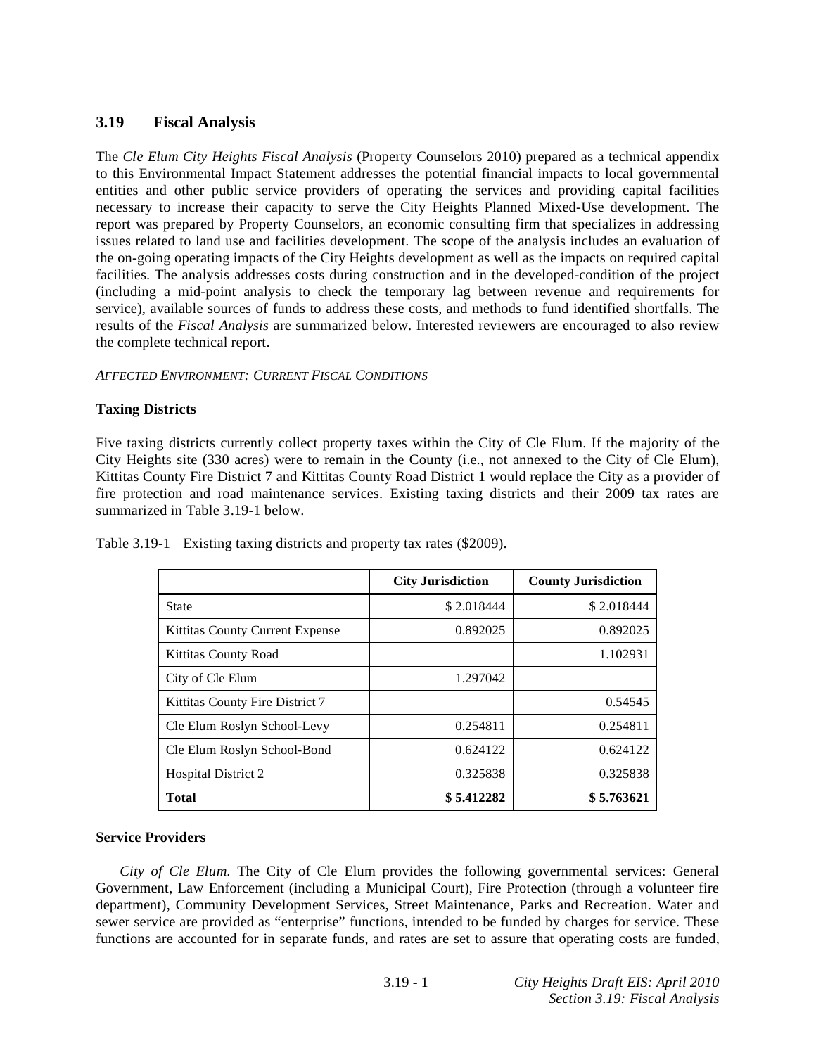## 3.19 Fiscal Analysis

The *Cle Elum City Heights Fiscal Analysis* (Property Counselors 2010) prepared as a technical appendix to this Environmental Impact Statement addresses the potential financial impacts to local governmental entities and other public service providers of operating the services and providing capital facilities necessary to increase their capacity to serve the City Heights Planned Mixed-Use development. The report was prepared by Property Counselors, an economic consulting firm that specializes in addressing issues related to land use and facilities development. The scope of the analysis includes an evaluation of the on-going operating impacts of the City Heights development as well as the impacts on required capital facilities. The analysis addresses costs during construction and in the developed-condition of the project (including a mid-point analysis to check the temporary lag between revenue and requirements for service), available sources of funds to address these costs, and methods to fund identified shortfalls. The results of the *Fiscal Analysis* are summarized below. Interested reviewers are encouraged to also review the complete technical report.

*AFFECTED ENVIRONMENT: CURRENT FISCAL CONDITIONS*

**Taxing Districts**

Five taxing districts currently collect property taxes within the City of Cle Elum. If the majority of the City Heights site (330 acres) were to remain in the County (i.e., not annexed to the City of Cle Elum), Kittitas County Fire District 7 and Kittitas County Road District 1 would replace the City as a provider of fire protection and road maintenance services. Existing taxing districts and their 2009 tax rates are summarized in Table 3.19-1 below.

Table 3.19-1 Existing taxing districts and property tax rates ($2009).

| | City Jurisdiction | County Jurisdiction |
|---|---|---|
| State | $ 2.018444 | $ 2.018444 |
| Kittitas County Current Expense | 0.892025 | 0.892025 |
| Kittitas County Road | | 1.102931 |
| City of Cle Elum | 1.297042 | |
| Kittitas County Fire District 7 | | 0.54545 |
| Cle Elum Roslyn School-Levy | 0.254811 | 0.254811 |
| Cle Elum Roslyn School-Bond | 0.624122 | 0.624122 |
| Hospital District 2 | 0.325838 | 0.325838 |
| **Total** | **$ 5.412282** | **$ 5.763621** |

**Service Providers**

*City of Cle Elum.* The City of Cle Elum provides the following governmental services: General Government, Law Enforcement (including a Municipal Court), Fire Protection (through a volunteer fire department), Community Development Services, Street Maintenance, Parks and Recreation. Water and sewer service are provided as "enterprise" functions, intended to be funded by charges for service. These functions are accounted for in separate funds, and rates are set to assure that operating costs are funded,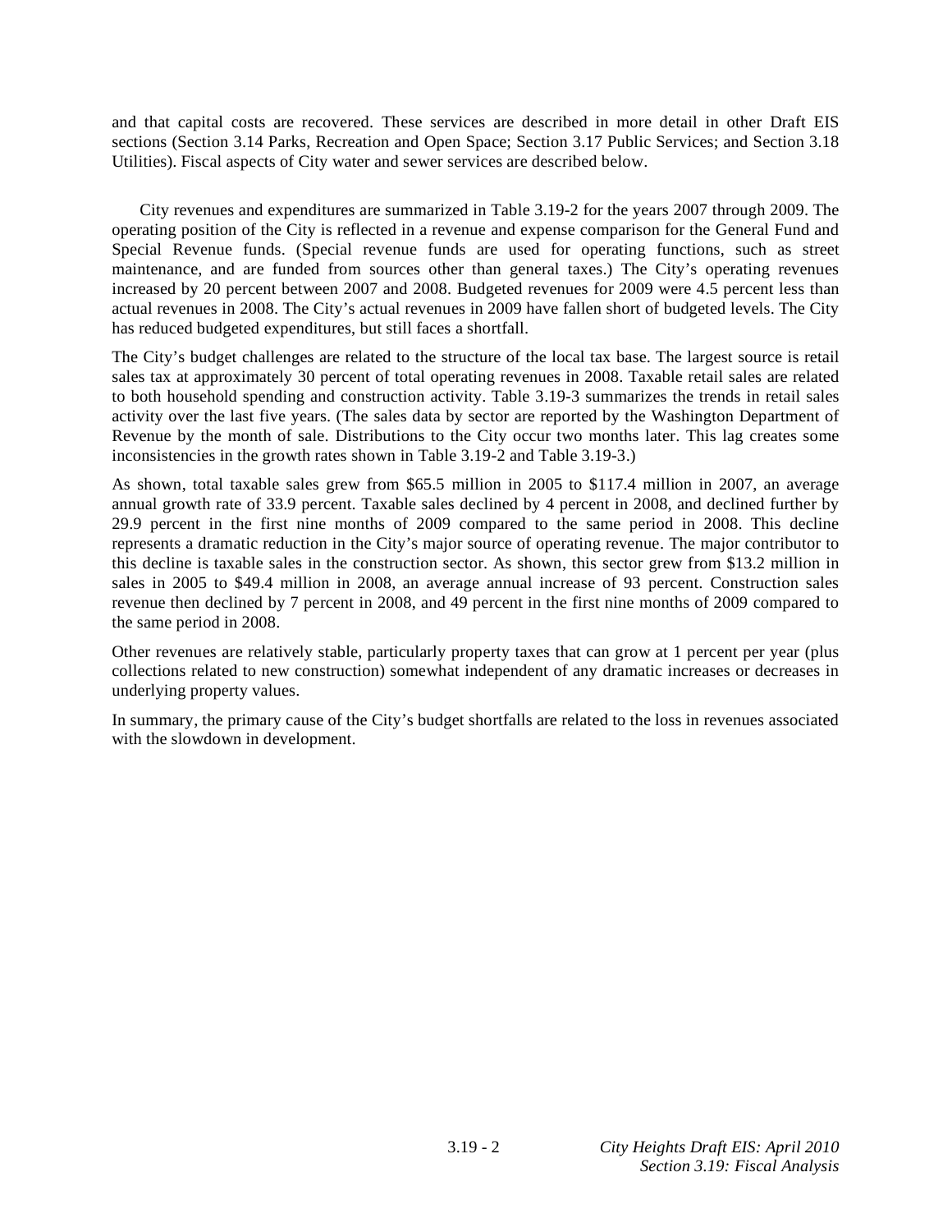and that capital costs are recovered. These services are described in more detail in other Draft EIS sections (Section 3.14 Parks, Recreation and Open Space; Section 3.17 Public Services; and Section 3.18 Utilities). Fiscal aspects of City water and sewer services are described below.

City revenues and expenditures are summarized in Table 3.19-2 for the years 2007 through 2009. The operating position of the City is reflected in a revenue and expense comparison for the General Fund and Special Revenue funds. (Special revenue funds are used for operating functions, such as street maintenance, and are funded from sources other than general taxes.) The City's operating revenues increased by 20 percent between 2007 and 2008. Budgeted revenues for 2009 were 4.5 percent less than actual revenues in 2008. The City's actual revenues in 2009 have fallen short of budgeted levels. The City has reduced budgeted expenditures, but still faces a shortfall.

The City's budget challenges are related to the structure of the local tax base. The largest source is retail sales tax at approximately 30 percent of total operating revenues in 2008. Taxable retail sales are related to both household spending and construction activity. Table 3.19-3 summarizes the trends in retail sales activity over the last five years. (The sales data by sector are reported by the Washington Department of Revenue by the month of sale. Distributions to the City occur two months later. This lag creates some inconsistencies in the growth rates shown in Table 3.19-2 and Table 3.19-3.)

As shown, total taxable sales grew from \$65.5 million in 2005 to \$117.4 million in 2007, an average annual growth rate of 33.9 percent. Taxable sales declined by 4 percent in 2008, and declined further by 29.9 percent in the first nine months of 2009 compared to the same period in 2008. This decline represents a dramatic reduction in the City's major source of operating revenue. The major contributor to this decline is taxable sales in the construction sector. As shown, this sector grew from \$13.2 million in sales in 2005 to \$49.4 million in 2008, an average annual increase of 93 percent. Construction sales revenue then declined by 7 percent in 2008, and 49 percent in the first nine months of 2009 compared to the same period in 2008.

Other revenues are relatively stable, particularly property taxes that can grow at 1 percent per year (plus collections related to new construction) somewhat independent of any dramatic increases or decreases in underlying property values.

In summary, the primary cause of the City's budget shortfalls are related to the loss in revenues associated with the slowdown in development.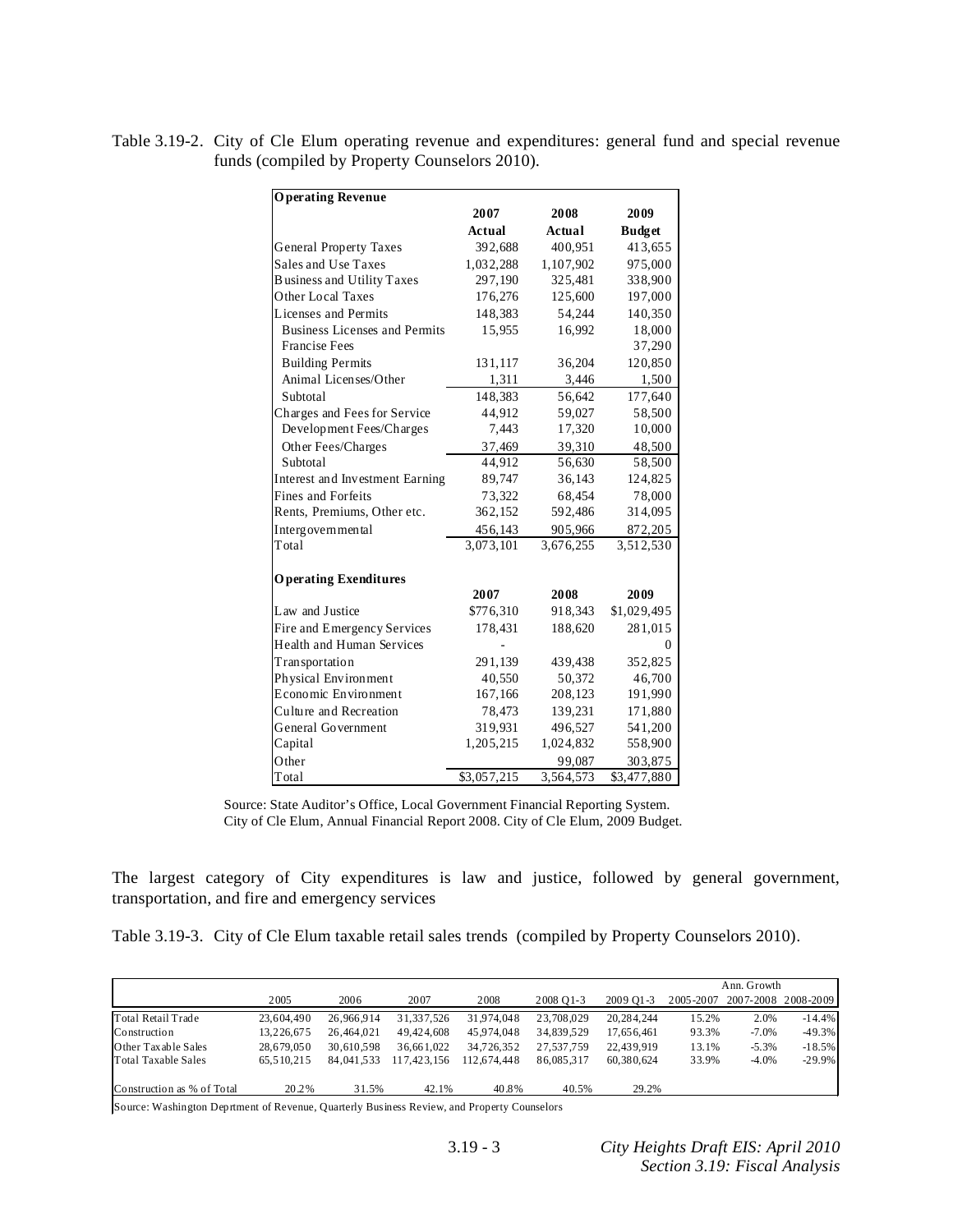Table 3.19-2. City of Cle Elum operating revenue and expenditures: general fund and special revenue funds (compiled by Property Counselors 2010).

| **Operating Revenue** | **2007 Actual** | **2008 Actual** | **2009 Budget** |
|---|---|---|---|
| General Property Taxes | 392,688 | 400,951 | 413,655 |
| Sales and Use Taxes | 1,032,288 | 1,107,902 | 975,000 |
| Business and Utility Taxes | 297,190 | 325,481 | 338,900 |
| Other Local Taxes | 176,276 | 125,600 | 197,000 |
| Licenses and Permits | 148,383 | 54,244 | 140,350 |
| Business Licenses and Permits | 15,955 | 16,992 | 18,000 |
| Francise Fees | | | 37,290 |
| Building Permits | 131,117 | 36,204 | 120,850 |
| Animal Licenses/Other | 1,311 | 3,446 | 1,500 |
| Subtotal | 148,383 | 56,642 | 177,640 |
| Charges and Fees for Service | 44,912 | 59,027 | 58,500 |
| Development Fees/Charges | 7,443 | 17,320 | 10,000 |
| Other Fees/Charges | 37,469 | 39,310 | 48,500 |
| Subtotal | 44,912 | 56,630 | 58,500 |
| Interest and Investment Earning | 89,747 | 36,143 | 124,825 |
| Fines and Forfeits | 73,322 | 68,454 | 78,000 |
| Rents, Premiums, Other etc. | 362,152 | 592,486 | 314,095 |
| Intergovernmental | 456,143 | 905,966 | 872,205 |
| Total | 3,073,101 | 3,676,255 | 3,512,530 |
| | | | |
| **Operating Exenditures** | **2007** | **2008** | **2009** |
| Law and Justice | $776,310 | 918,343 | $1,029,495 |
| Fire and Emergency Services | 178,431 | 188,620 | 281,015 |
| Health and Human Services | - | | 0 |
| Transportation | 291,139 | 439,438 | 352,825 |
| Physical Environment | 40,550 | 50,372 | 46,700 |
| Economic Environment | 167,166 | 208,123 | 191,990 |
| Culture and Recreation | 78,473 | 139,231 | 171,880 |
| General Government | 319,931 | 496,527 | 541,200 |
| Capital | 1,205,215 | 1,024,832 | 558,900 |
| Other | | 99,087 | 303,875 |
| Total | $3,057,215 | 3,564,573 | $3,477,880 |

Source: State Auditor's Office, Local Government Financial Reporting System. City of Cle Elum, Annual Financial Report 2008. City of Cle Elum, 2009 Budget.

The largest category of City expenditures is law and justice, followed by general government, transportation, and fire and emergency services

Table 3.19-3. City of Cle Elum taxable retail sales trends (compiled by Property Counselors 2010).

| | 2005 | 2006 | 2007 | 2008 | 2008 Q1-3 | 2009 Q1-3 | Ann. Growth 2005-2007 | 2007-2008 | 2008-2009 |
|---|---|---|---|---|---|---|---|---|---|
| Total Retail Trade | 23,604,490 | 26,966,914 | 31,337,526 | 31,974,048 | 23,708,029 | 20,284,244 | 15.2% | 2.0% | -14.4% |
| Construction | 13,226,675 | 26,464,021 | 49,424,608 | 45,974,048 | 34,839,529 | 17,656,461 | 93.3% | -7.0% | -49.3% |
| Other Taxable Sales | 28,679,050 | 30,610,598 | 36,661,022 | 34,726,352 | 27,537,759 | 22,439,919 | 13.1% | -5.3% | -18.5% |
| Total Taxable Sales | 65,510,215 | 84,041,533 | 117,423,156 | 112,674,448 | 86,085,317 | 60,380,624 | 33.9% | -4.0% | -29.9% |
| | | | | | | | | | |
| Construction as % of Total | 20.2% | 31.5% | 42.1% | 40.8% | 40.5% | 29.2% | | | |

Source: Washington Deprtment of Revenue, Quarterly Business Review, and Property Counselors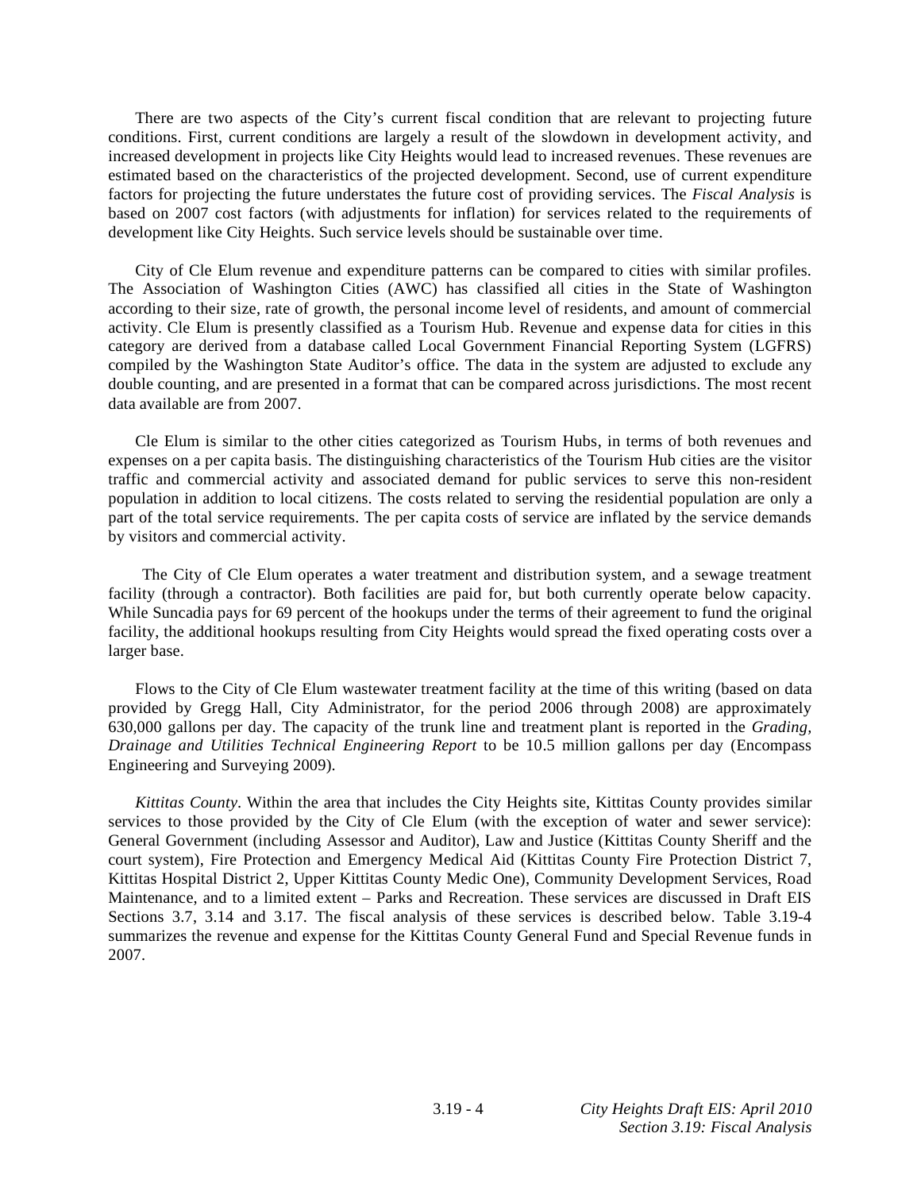There are two aspects of the City's current fiscal condition that are relevant to projecting future conditions. First, current conditions are largely a result of the slowdown in development activity, and increased development in projects like City Heights would lead to increased revenues. These revenues are estimated based on the characteristics of the projected development. Second, use of current expenditure factors for projecting the future understates the future cost of providing services. The *Fiscal Analysis* is based on 2007 cost factors (with adjustments for inflation) for services related to the requirements of development like City Heights. Such service levels should be sustainable over time.

City of Cle Elum revenue and expenditure patterns can be compared to cities with similar profiles. The Association of Washington Cities (AWC) has classified all cities in the State of Washington according to their size, rate of growth, the personal income level of residents, and amount of commercial activity. Cle Elum is presently classified as a Tourism Hub. Revenue and expense data for cities in this category are derived from a database called Local Government Financial Reporting System (LGFRS) compiled by the Washington State Auditor's office. The data in the system are adjusted to exclude any double counting, and are presented in a format that can be compared across jurisdictions. The most recent data available are from 2007.

Cle Elum is similar to the other cities categorized as Tourism Hubs, in terms of both revenues and expenses on a per capita basis. The distinguishing characteristics of the Tourism Hub cities are the visitor traffic and commercial activity and associated demand for public services to serve this non-resident population in addition to local citizens. The costs related to serving the residential population are only a part of the total service requirements. The per capita costs of service are inflated by the service demands by visitors and commercial activity.

The City of Cle Elum operates a water treatment and distribution system, and a sewage treatment facility (through a contractor). Both facilities are paid for, but both currently operate below capacity. While Suncadia pays for 69 percent of the hookups under the terms of their agreement to fund the original facility, the additional hookups resulting from City Heights would spread the fixed operating costs over a larger base.

Flows to the City of Cle Elum wastewater treatment facility at the time of this writing (based on data provided by Gregg Hall, City Administrator, for the period 2006 through 2008) are approximately 630,000 gallons per day. The capacity of the trunk line and treatment plant is reported in the *Grading, Drainage and Utilities Technical Engineering Report* to be 10.5 million gallons per day (Encompass Engineering and Surveying 2009).

*Kittitas County*. Within the area that includes the City Heights site, Kittitas County provides similar services to those provided by the City of Cle Elum (with the exception of water and sewer service): General Government (including Assessor and Auditor), Law and Justice (Kittitas County Sheriff and the court system), Fire Protection and Emergency Medical Aid (Kittitas County Fire Protection District 7, Kittitas Hospital District 2, Upper Kittitas County Medic One), Community Development Services, Road Maintenance, and to a limited extent – Parks and Recreation. These services are discussed in Draft EIS Sections 3.7, 3.14 and 3.17. The fiscal analysis of these services is described below. Table 3.19-4 summarizes the revenue and expense for the Kittitas County General Fund and Special Revenue funds in 2007.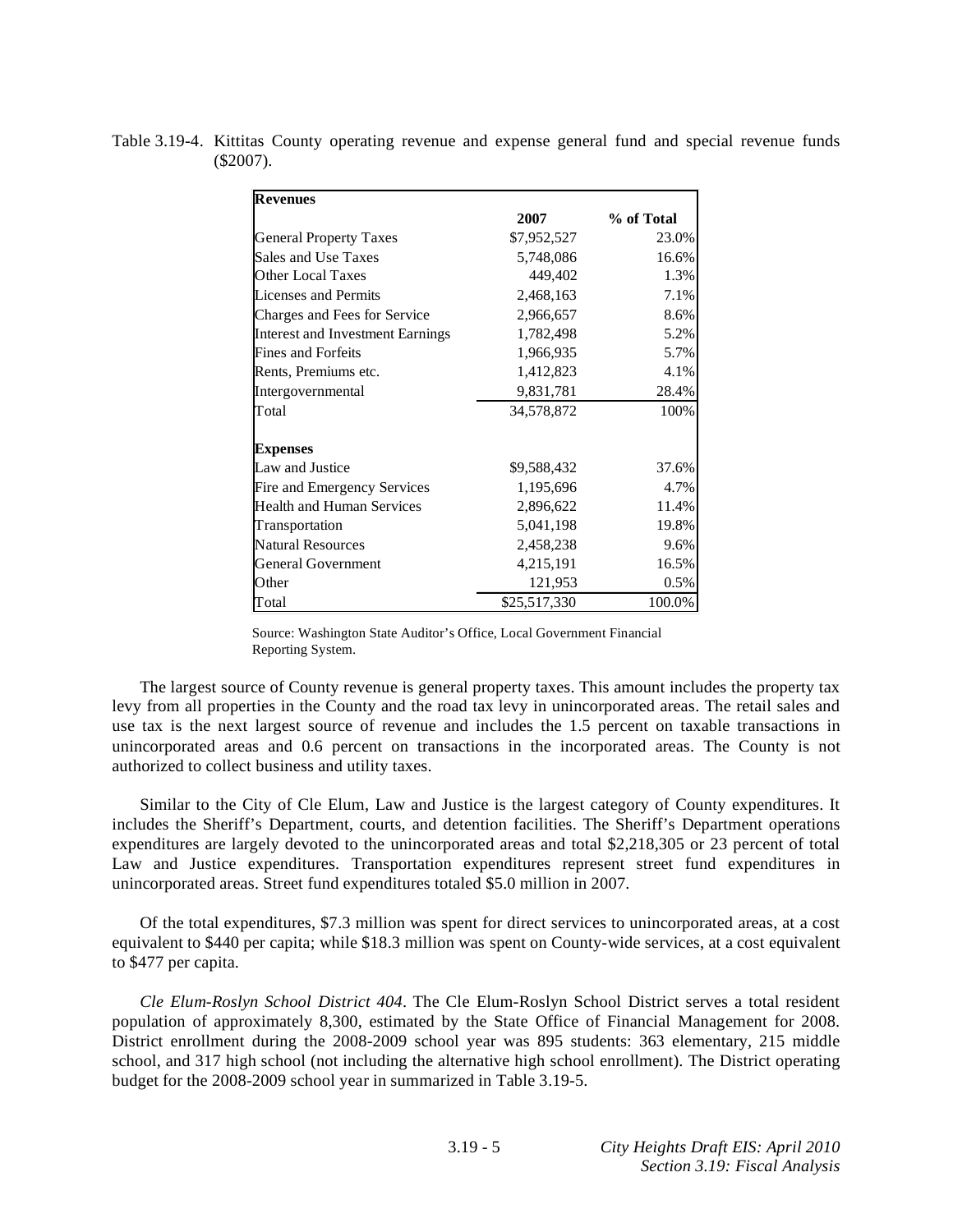Table 3.19-4. Kittitas County operating revenue and expense general fund and special revenue funds ($2007).

| **Revenues** | | |
|---|---|---|
| | **2007** | **% of Total** |
| General Property Taxes | $7,952,527 | 23.0% |
| Sales and Use Taxes | 5,748,086 | 16.6% |
| Other Local Taxes | 449,402 | 1.3% |
| Licenses and Permits | 2,468,163 | 7.1% |
| Charges and Fees for Service | 2,966,657 | 8.6% |
| Interest and Investment Earnings | 1,782,498 | 5.2% |
| Fines and Forfeits | 1,966,935 | 5.7% |
| Rents, Premiums etc. | 1,412,823 | 4.1% |
| Intergovernmental | 9,831,781 | 28.4% |
| Total | 34,578,872 | 100% |
| **Expenses** | | |
| Law and Justice | $9,588,432 | 37.6% |
| Fire and Emergency Services | 1,195,696 | 4.7% |
| Health and Human Services | 2,896,622 | 11.4% |
| Transportation | 5,041,198 | 19.8% |
| Natural Resources | 2,458,238 | 9.6% |
| General Government | 4,215,191 | 16.5% |
| Other | 121,953 | 0.5% |
| Total | $25,517,330 | 100.0% |

Source: Washington State Auditor's Office, Local Government Financial Reporting System.

The largest source of County revenue is general property taxes. This amount includes the property tax levy from all properties in the County and the road tax levy in unincorporated areas. The retail sales and use tax is the next largest source of revenue and includes the 1.5 percent on taxable transactions in unincorporated areas and 0.6 percent on transactions in the incorporated areas. The County is not authorized to collect business and utility taxes.

Similar to the City of Cle Elum, Law and Justice is the largest category of County expenditures. It includes the Sheriff's Department, courts, and detention facilities. The Sheriff's Department operations expenditures are largely devoted to the unincorporated areas and total $2,218,305 or 23 percent of total Law and Justice expenditures. Transportation expenditures represent street fund expenditures in unincorporated areas. Street fund expenditures totaled $5.0 million in 2007.

Of the total expenditures, $7.3 million was spent for direct services to unincorporated areas, at a cost equivalent to $440 per capita; while $18.3 million was spent on County-wide services, at a cost equivalent to $477 per capita.

*Cle Elum-Roslyn School District 404*. The Cle Elum-Roslyn School District serves a total resident population of approximately 8,300, estimated by the State Office of Financial Management for 2008. District enrollment during the 2008-2009 school year was 895 students: 363 elementary, 215 middle school, and 317 high school (not including the alternative high school enrollment). The District operating budget for the 2008-2009 school year in summarized in Table 3.19-5.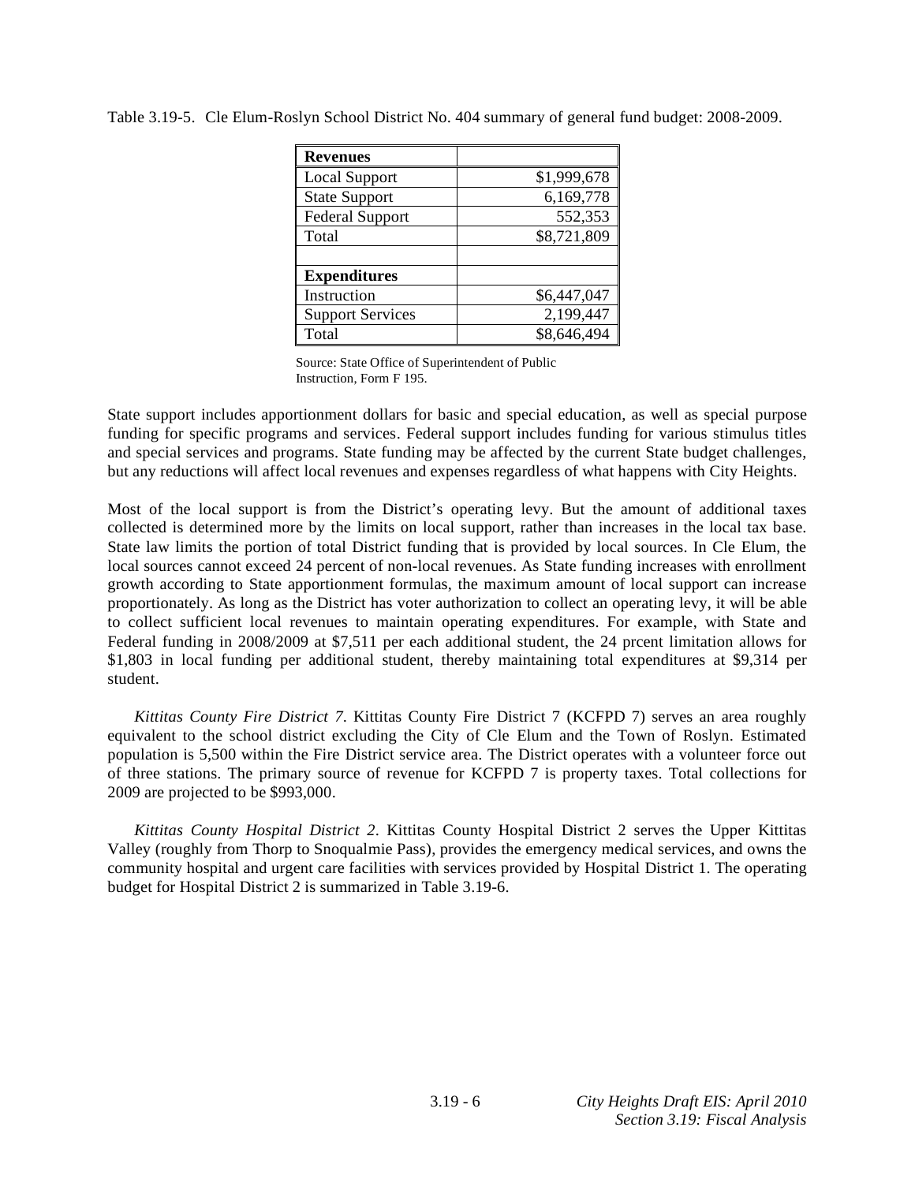Table 3.19-5. Cle Elum-Roslyn School District No. 404 summary of general fund budget: 2008-2009.

| **Revenues** | |
|---|---|
| Local Support | \$1,999,678 |
| State Support | 6,169,778 |
| Federal Support | 552,353 |
| Total | \$8,721,809 |
| | |
| **Expenditures** | |
| Instruction | \$6,447,047 |
| Support Services | 2,199,447 |
| Total | \$8,646,494 |

Source: State Office of Superintendent of Public Instruction, Form F 195.

State support includes apportionment dollars for basic and special education, as well as special purpose funding for specific programs and services. Federal support includes funding for various stimulus titles and special services and programs. State funding may be affected by the current State budget challenges, but any reductions will affect local revenues and expenses regardless of what happens with City Heights.

Most of the local support is from the District's operating levy. But the amount of additional taxes collected is determined more by the limits on local support, rather than increases in the local tax base. State law limits the portion of total District funding that is provided by local sources. In Cle Elum, the local sources cannot exceed 24 percent of non-local revenues. As State funding increases with enrollment growth according to State apportionment formulas, the maximum amount of local support can increase proportionately. As long as the District has voter authorization to collect an operating levy, it will be able to collect sufficient local revenues to maintain operating expenditures. For example, with State and Federal funding in 2008/2009 at \$7,511 per each additional student, the 24 prcent limitation allows for \$1,803 in local funding per additional student, thereby maintaining total expenditures at \$9,314 per student.

*Kittitas County Fire District 7*. Kittitas County Fire District 7 (KCFPD 7) serves an area roughly equivalent to the school district excluding the City of Cle Elum and the Town of Roslyn. Estimated population is 5,500 within the Fire District service area. The District operates with a volunteer force out of three stations. The primary source of revenue for KCFPD 7 is property taxes. Total collections for 2009 are projected to be \$993,000.

*Kittitas County Hospital District 2*. Kittitas County Hospital District 2 serves the Upper Kittitas Valley (roughly from Thorp to Snoqualmie Pass), provides the emergency medical services, and owns the community hospital and urgent care facilities with services provided by Hospital District 1. The operating budget for Hospital District 2 is summarized in Table 3.19-6.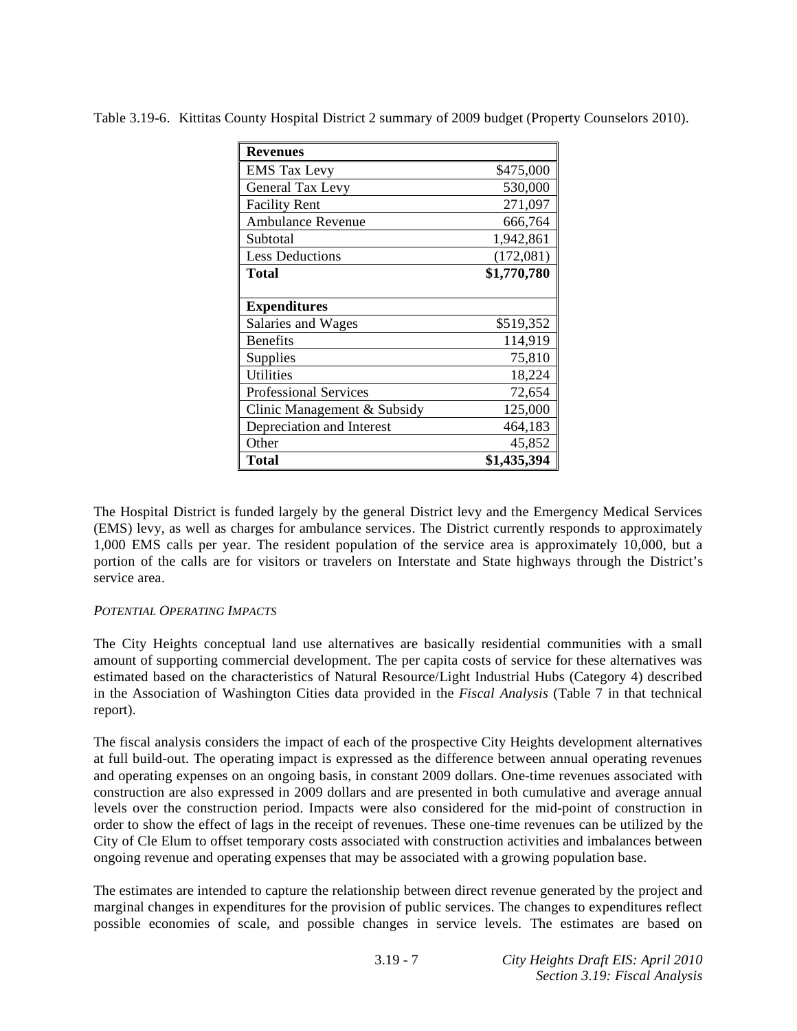Table 3.19-6. Kittitas County Hospital District 2 summary of 2009 budget (Property Counselors 2010).

| **Revenues** | |
|---|---|
| EMS Tax Levy | \$475,000 |
| General Tax Levy | 530,000 |
| Facility Rent | 271,097 |
| Ambulance Revenue | 666,764 |
| Subtotal | 1,942,861 |
| Less Deductions | (172,081) |
| **Total** | **\$1,770,780** |
| | |
| **Expenditures** | |
| Salaries and Wages | \$519,352 |
| Benefits | 114,919 |
| Supplies | 75,810 |
| Utilities | 18,224 |
| Professional Services | 72,654 |
| Clinic Management & Subsidy | 125,000 |
| Depreciation and Interest | 464,183 |
| Other | 45,852 |
| **Total** | **\$1,435,394** |

The Hospital District is funded largely by the general District levy and the Emergency Medical Services (EMS) levy, as well as charges for ambulance services. The District currently responds to approximately 1,000 EMS calls per year. The resident population of the service area is approximately 10,000, but a portion of the calls are for visitors or travelers on Interstate and State highways through the District's service area.

*POTENTIAL OPERATING IMPACTS*

The City Heights conceptual land use alternatives are basically residential communities with a small amount of supporting commercial development. The per capita costs of service for these alternatives was estimated based on the characteristics of Natural Resource/Light Industrial Hubs (Category 4) described in the Association of Washington Cities data provided in the *Fiscal Analysis* (Table 7 in that technical report).

The fiscal analysis considers the impact of each of the prospective City Heights development alternatives at full build-out. The operating impact is expressed as the difference between annual operating revenues and operating expenses on an ongoing basis, in constant 2009 dollars. One-time revenues associated with construction are also expressed in 2009 dollars and are presented in both cumulative and average annual levels over the construction period. Impacts were also considered for the mid-point of construction in order to show the effect of lags in the receipt of revenues. These one-time revenues can be utilized by the City of Cle Elum to offset temporary costs associated with construction activities and imbalances between ongoing revenue and operating expenses that may be associated with a growing population base.

The estimates are intended to capture the relationship between direct revenue generated by the project and marginal changes in expenditures for the provision of public services. The changes to expenditures reflect possible economies of scale, and possible changes in service levels. The estimates are based on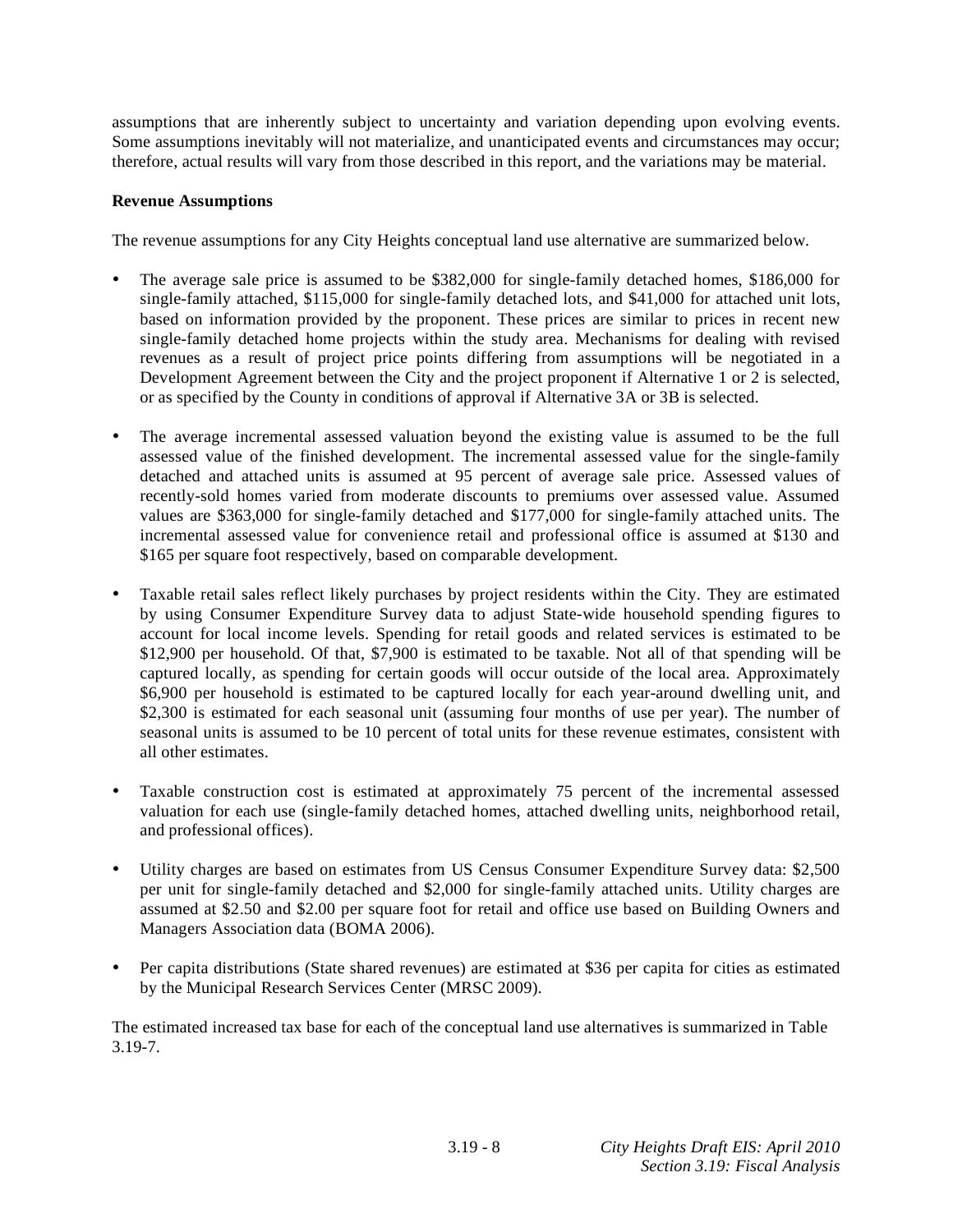assumptions that are inherently subject to uncertainty and variation depending upon evolving events. Some assumptions inevitably will not materialize, and unanticipated events and circumstances may occur; therefore, actual results will vary from those described in this report, and the variations may be material.

**Revenue Assumptions**

The revenue assumptions for any City Heights conceptual land use alternative are summarized below.

- The average sale price is assumed to be $382,000 for single-family detached homes, $186,000 for single-family attached, $115,000 for single-family detached lots, and $41,000 for attached unit lots, based on information provided by the proponent. These prices are similar to prices in recent new single-family detached home projects within the study area. Mechanisms for dealing with revised revenues as a result of project price points differing from assumptions will be negotiated in a Development Agreement between the City and the project proponent if Alternative 1 or 2 is selected, or as specified by the County in conditions of approval if Alternative 3A or 3B is selected.

- The average incremental assessed valuation beyond the existing value is assumed to be the full assessed value of the finished development. The incremental assessed value for the single-family detached and attached units is assumed at 95 percent of average sale price. Assessed values of recently-sold homes varied from moderate discounts to premiums over assessed value. Assumed values are $363,000 for single-family detached and $177,000 for single-family attached units. The incremental assessed value for convenience retail and professional office is assumed at $130 and $165 per square foot respectively, based on comparable development.

- Taxable retail sales reflect likely purchases by project residents within the City. They are estimated by using Consumer Expenditure Survey data to adjust State-wide household spending figures to account for local income levels. Spending for retail goods and related services is estimated to be $12,900 per household. Of that, $7,900 is estimated to be taxable. Not all of that spending will be captured locally, as spending for certain goods will occur outside of the local area. Approximately $6,900 per household is estimated to be captured locally for each year-around dwelling unit, and $2,300 is estimated for each seasonal unit (assuming four months of use per year). The number of seasonal units is assumed to be 10 percent of total units for these revenue estimates, consistent with all other estimates.

- Taxable construction cost is estimated at approximately 75 percent of the incremental assessed valuation for each use (single-family detached homes, attached dwelling units, neighborhood retail, and professional offices).

- Utility charges are based on estimates from US Census Consumer Expenditure Survey data: $2,500 per unit for single-family detached and $2,000 for single-family attached units. Utility charges are assumed at $2.50 and $2.00 per square foot for retail and office use based on Building Owners and Managers Association data (BOMA 2006).

- Per capita distributions (State shared revenues) are estimated at $36 per capita for cities as estimated by the Municipal Research Services Center (MRSC 2009).

The estimated increased tax base for each of the conceptual land use alternatives is summarized in Table 3.19-7.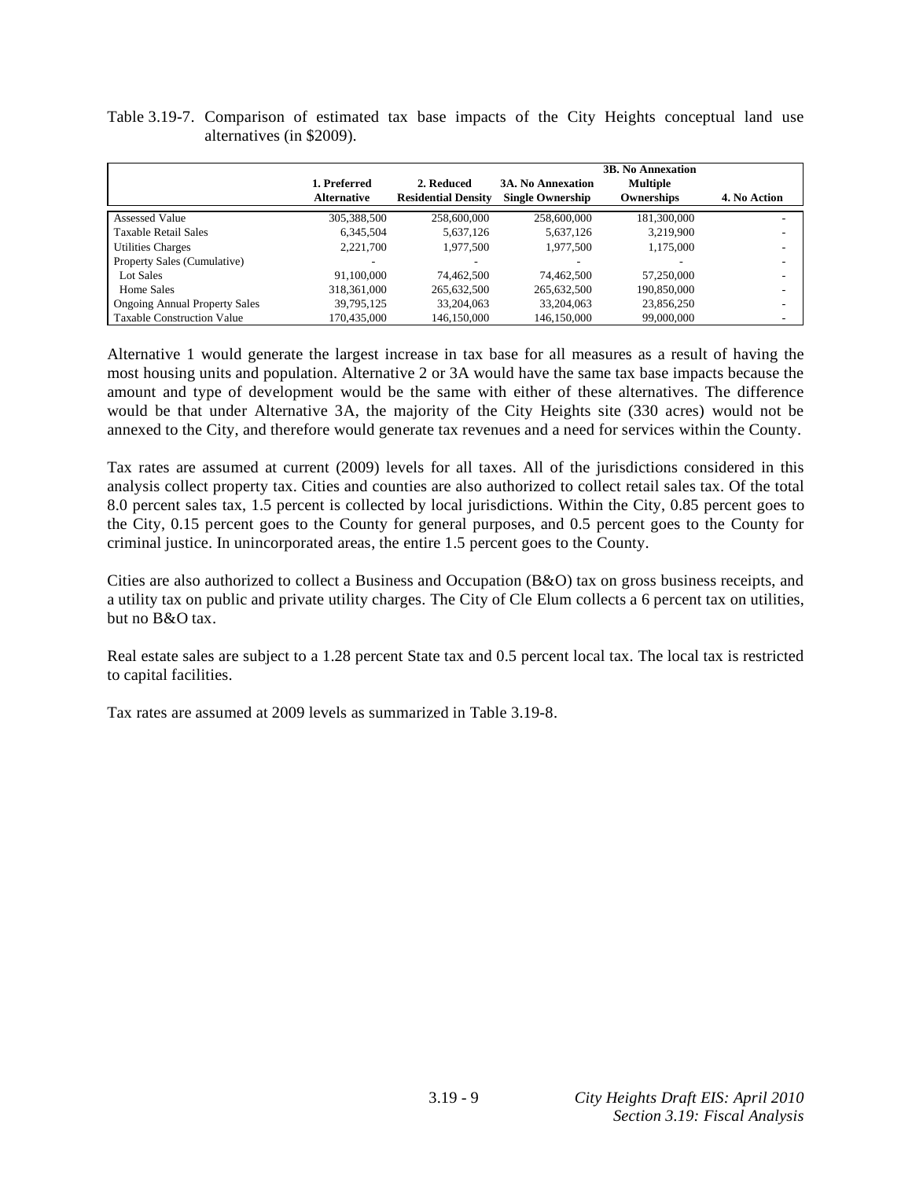Table 3.19-7. Comparison of estimated tax base impacts of the City Heights conceptual land use alternatives (in $2009).

| | 1. Preferred Alternative | 2. Reduced Residential Density | 3A. No Annexation Single Ownership | 3B. No Annexation Multiple Ownerships | 4. No Action |
|---|---|---|---|---|---|
| Assessed Value | 305,388,500 | 258,600,000 | 258,600,000 | 181,300,000 | - |
| Taxable Retail Sales | 6,345,504 | 5,637,126 | 5,637,126 | 3,219,900 | - |
| Utilities Charges | 2,221,700 | 1,977,500 | 1,977,500 | 1,175,000 | - |
| Property Sales (Cumulative) | - | - | - | - | - |
| Lot Sales | 91,100,000 | 74,462,500 | 74,462,500 | 57,250,000 | - |
| Home Sales | 318,361,000 | 265,632,500 | 265,632,500 | 190,850,000 | - |
| Ongoing Annual Property Sales | 39,795,125 | 33,204,063 | 33,204,063 | 23,856,250 | - |
| Taxable Construction Value | 170,435,000 | 146,150,000 | 146,150,000 | 99,000,000 | - |

Alternative 1 would generate the largest increase in tax base for all measures as a result of having the most housing units and population. Alternative 2 or 3A would have the same tax base impacts because the amount and type of development would be the same with either of these alternatives. The difference would be that under Alternative 3A, the majority of the City Heights site (330 acres) would not be annexed to the City, and therefore would generate tax revenues and a need for services within the County.

Tax rates are assumed at current (2009) levels for all taxes. All of the jurisdictions considered in this analysis collect property tax. Cities and counties are also authorized to collect retail sales tax. Of the total 8.0 percent sales tax, 1.5 percent is collected by local jurisdictions. Within the City, 0.85 percent goes to the City, 0.15 percent goes to the County for general purposes, and 0.5 percent goes to the County for criminal justice. In unincorporated areas, the entire 1.5 percent goes to the County.

Cities are also authorized to collect a Business and Occupation (B&O) tax on gross business receipts, and a utility tax on public and private utility charges. The City of Cle Elum collects a 6 percent tax on utilities, but no B&O tax.

Real estate sales are subject to a 1.28 percent State tax and 0.5 percent local tax. The local tax is restricted to capital facilities.

Tax rates are assumed at 2009 levels as summarized in Table 3.19-8.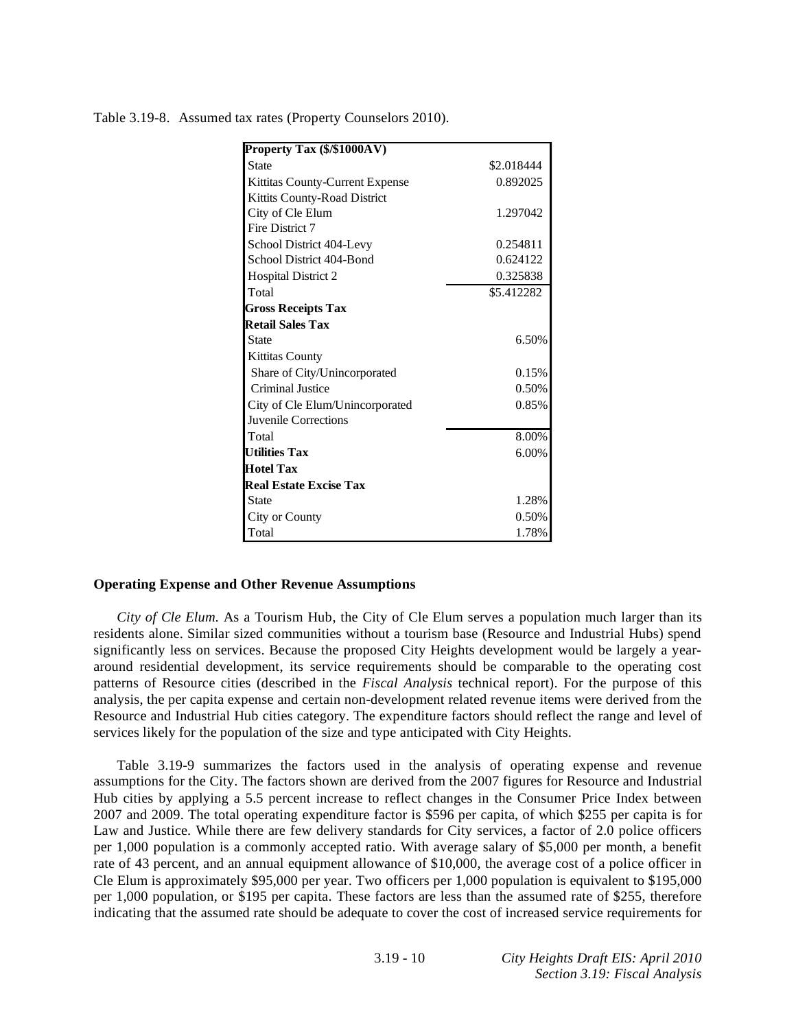Table 3.19-8. Assumed tax rates (Property Counselors 2010).

| **Property Tax ($/$1000AV)** | |
|---|---|
| State | $2.018444 |
| Kittitas County-Current Expense | 0.892025 |
| Kittits County-Road District | |
| City of Cle Elum | 1.297042 |
| Fire District 7 | |
| School District 404-Levy | 0.254811 |
| School District 404-Bond | 0.624122 |
| Hospital District 2 | 0.325838 |
| Total | $5.412282 |
| **Gross Receipts Tax** | |
| **Retail Sales Tax** | |
| State | 6.50% |
| Kittitas County | |
| Share of City/Unincorporated | 0.15% |
| Criminal Justice | 0.50% |
| City of Cle Elum/Unincorporated | 0.85% |
| Juvenile Corrections | |
| Total | 8.00% |
| **Utilities Tax** | 6.00% |
| **Hotel Tax** | |
| **Real Estate Excise Tax** | |
| State | 1.28% |
| City or County | 0.50% |
| Total | 1.78% |

### Operating Expense and Other Revenue Assumptions

*City of Cle Elum.* As a Tourism Hub, the City of Cle Elum serves a population much larger than its residents alone. Similar sized communities without a tourism base (Resource and Industrial Hubs) spend significantly less on services. Because the proposed City Heights development would be largely a year-around residential development, its service requirements should be comparable to the operating cost patterns of Resource cities (described in the *Fiscal Analysis* technical report). For the purpose of this analysis, the per capita expense and certain non-development related revenue items were derived from the Resource and Industrial Hub cities category. The expenditure factors should reflect the range and level of services likely for the population of the size and type anticipated with City Heights.

Table 3.19-9 summarizes the factors used in the analysis of operating expense and revenue assumptions for the City. The factors shown are derived from the 2007 figures for Resource and Industrial Hub cities by applying a 5.5 percent increase to reflect changes in the Consumer Price Index between 2007 and 2009. The total operating expenditure factor is $596 per capita, of which $255 per capita is for Law and Justice. While there are few delivery standards for City services, a factor of 2.0 police officers per 1,000 population is a commonly accepted ratio. With average salary of $5,000 per month, a benefit rate of 43 percent, and an annual equipment allowance of $10,000, the average cost of a police officer in Cle Elum is approximately $95,000 per year. Two officers per 1,000 population is equivalent to $195,000 per 1,000 population, or $195 per capita. These factors are less than the assumed rate of $255, therefore indicating that the assumed rate should be adequate to cover the cost of increased service requirements for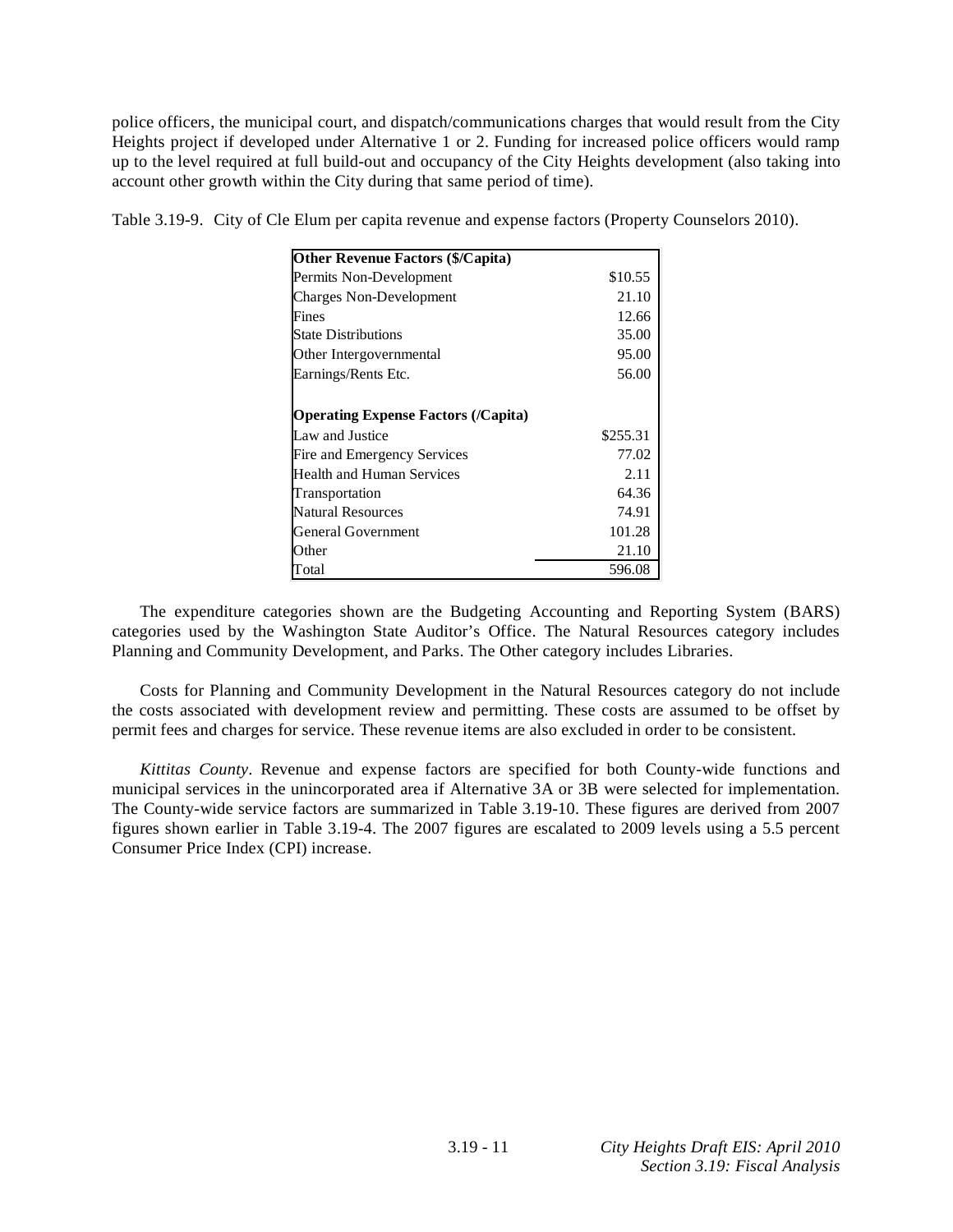police officers, the municipal court, and dispatch/communications charges that would result from the City Heights project if developed under Alternative 1 or 2. Funding for increased police officers would ramp up to the level required at full build-out and occupancy of the City Heights development (also taking into account other growth within the City during that same period of time).

Table 3.19-9. City of Cle Elum per capita revenue and expense factors (Property Counselors 2010).

| **Other Revenue Factors ($/Capita)** | |
|---|---|
| Permits Non-Development | $10.55 |
| Charges Non-Development | 21.10 |
| Fines | 12.66 |
| State Distributions | 35.00 |
| Other Intergovernmental | 95.00 |
| Earnings/Rents Etc. | 56.00 |
| | |
| **Operating Expense Factors (/Capita)** | |
| Law and Justice | $255.31 |
| Fire and Emergency Services | 77.02 |
| Health and Human Services | 2.11 |
| Transportation | 64.36 |
| Natural Resources | 74.91 |
| General Government | 101.28 |
| Other | 21.10 |
| Total | 596.08 |

The expenditure categories shown are the Budgeting Accounting and Reporting System (BARS) categories used by the Washington State Auditor's Office. The Natural Resources category includes Planning and Community Development, and Parks. The Other category includes Libraries.

Costs for Planning and Community Development in the Natural Resources category do not include the costs associated with development review and permitting. These costs are assumed to be offset by permit fees and charges for service. These revenue items are also excluded in order to be consistent.

*Kittitas County*. Revenue and expense factors are specified for both County-wide functions and municipal services in the unincorporated area if Alternative 3A or 3B were selected for implementation. The County-wide service factors are summarized in Table 3.19-10. These figures are derived from 2007 figures shown earlier in Table 3.19-4. The 2007 figures are escalated to 2009 levels using a 5.5 percent Consumer Price Index (CPI) increase.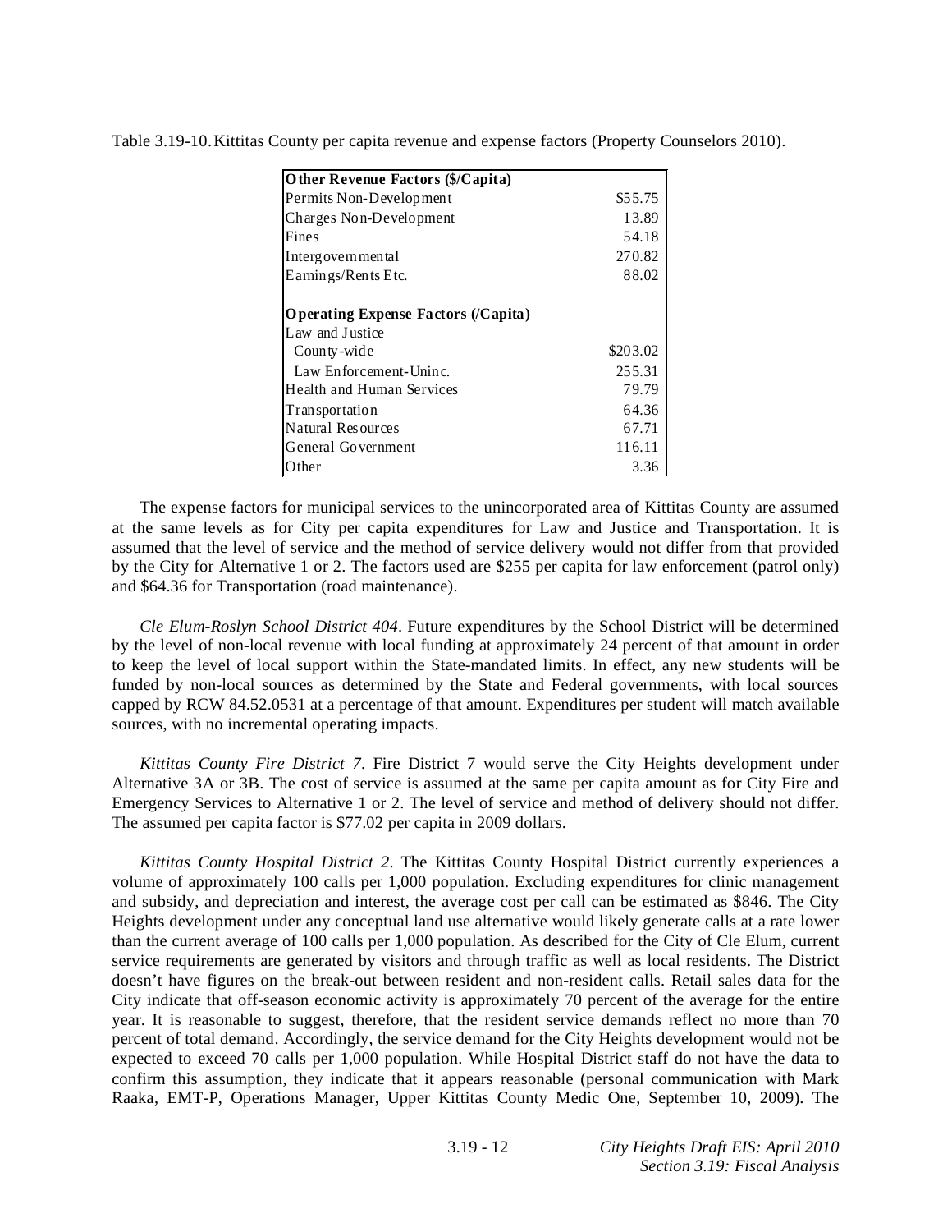Table 3.19-10. Kittitas County per capita revenue and expense factors (Property Counselors 2010).

| **Other Revenue Factors ($/Capita)** | |
|---|---|
| Permits Non-Development | $55.75 |
| Charges Non-Development | 13.89 |
| Fines | 54.18 |
| Intergovernmental | 270.82 |
| Earnings/Rents Etc. | 88.02 |
| | |
| **Operating Expense Factors (/Capita)** | |
| Law and Justice | |
| County-wide | $203.02 |
| Law Enforcement-Uninc. | 255.31 |
| Health and Human Services | 79.79 |
| Transportation | 64.36 |
| Natural Resources | 67.71 |
| General Government | 116.11 |
| Other | 3.36 |

The expense factors for municipal services to the unincorporated area of Kittitas County are assumed at the same levels as for City per capita expenditures for Law and Justice and Transportation. It is assumed that the level of service and the method of service delivery would not differ from that provided by the City for Alternative 1 or 2. The factors used are $255 per capita for law enforcement (patrol only) and $64.36 for Transportation (road maintenance).

*Cle Elum-Roslyn School District 404*. Future expenditures by the School District will be determined by the level of non-local revenue with local funding at approximately 24 percent of that amount in order to keep the level of local support within the State-mandated limits. In effect, any new students will be funded by non-local sources as determined by the State and Federal governments, with local sources capped by RCW 84.52.0531 at a percentage of that amount. Expenditures per student will match available sources, with no incremental operating impacts.

*Kittitas County Fire District 7*. Fire District 7 would serve the City Heights development under Alternative 3A or 3B. The cost of service is assumed at the same per capita amount as for City Fire and Emergency Services to Alternative 1 or 2. The level of service and method of delivery should not differ. The assumed per capita factor is $77.02 per capita in 2009 dollars.

*Kittitas County Hospital District 2*. The Kittitas County Hospital District currently experiences a volume of approximately 100 calls per 1,000 population. Excluding expenditures for clinic management and subsidy, and depreciation and interest, the average cost per call can be estimated as $846. The City Heights development under any conceptual land use alternative would likely generate calls at a rate lower than the current average of 100 calls per 1,000 population. As described for the City of Cle Elum, current service requirements are generated by visitors and through traffic as well as local residents. The District doesn't have figures on the break-out between resident and non-resident calls. Retail sales data for the City indicate that off-season economic activity is approximately 70 percent of the average for the entire year. It is reasonable to suggest, therefore, that the resident service demands reflect no more than 70 percent of total demand. Accordingly, the service demand for the City Heights development would not be expected to exceed 70 calls per 1,000 population. While Hospital District staff do not have the data to confirm this assumption, they indicate that it appears reasonable (personal communication with Mark Raaka, EMT-P, Operations Manager, Upper Kittitas County Medic One, September 10, 2009). The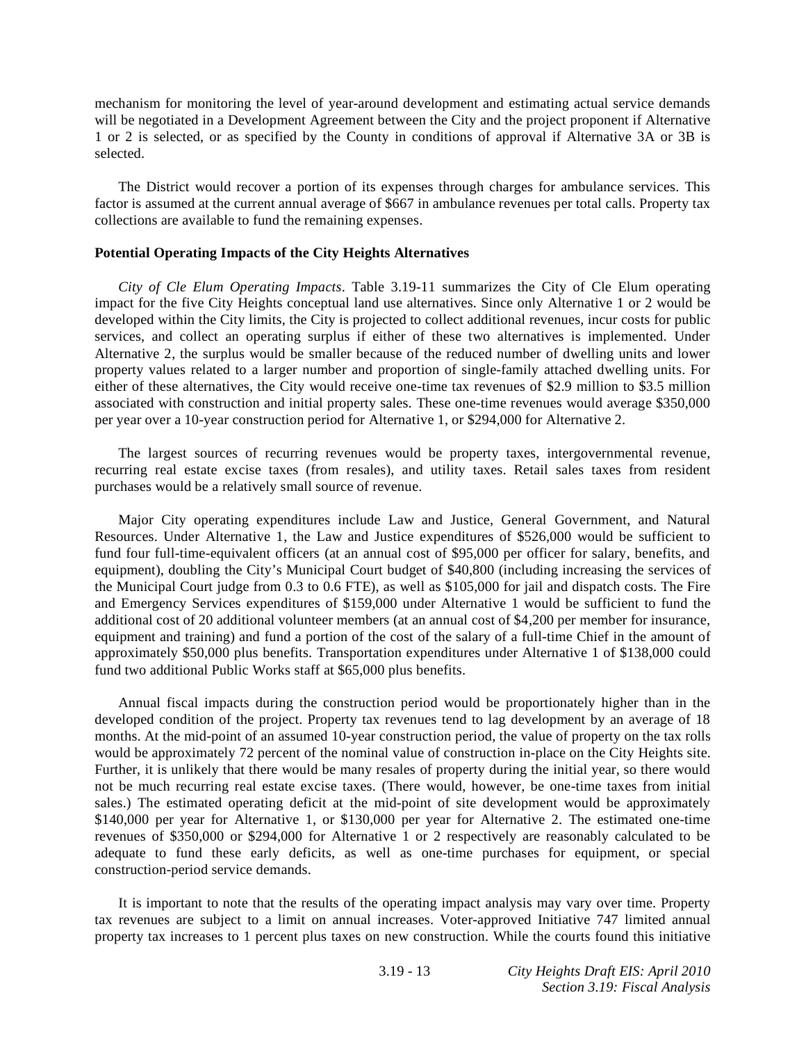mechanism for monitoring the level of year-around development and estimating actual service demands will be negotiated in a Development Agreement between the City and the project proponent if Alternative 1 or 2 is selected, or as specified by the County in conditions of approval if Alternative 3A or 3B is selected.

The District would recover a portion of its expenses through charges for ambulance services. This factor is assumed at the current annual average of $667 in ambulance revenues per total calls. Property tax collections are available to fund the remaining expenses.

**Potential Operating Impacts of the City Heights Alternatives**

*City of Cle Elum Operating Impacts*. Table 3.19-11 summarizes the City of Cle Elum operating impact for the five City Heights conceptual land use alternatives. Since only Alternative 1 or 2 would be developed within the City limits, the City is projected to collect additional revenues, incur costs for public services, and collect an operating surplus if either of these two alternatives is implemented. Under Alternative 2, the surplus would be smaller because of the reduced number of dwelling units and lower property values related to a larger number and proportion of single-family attached dwelling units. For either of these alternatives, the City would receive one-time tax revenues of $2.9 million to $3.5 million associated with construction and initial property sales. These one-time revenues would average $350,000 per year over a 10-year construction period for Alternative 1, or $294,000 for Alternative 2.

The largest sources of recurring revenues would be property taxes, intergovernmental revenue, recurring real estate excise taxes (from resales), and utility taxes. Retail sales taxes from resident purchases would be a relatively small source of revenue.

Major City operating expenditures include Law and Justice, General Government, and Natural Resources. Under Alternative 1, the Law and Justice expenditures of $526,000 would be sufficient to fund four full-time-equivalent officers (at an annual cost of $95,000 per officer for salary, benefits, and equipment), doubling the City's Municipal Court budget of $40,800 (including increasing the services of the Municipal Court judge from 0.3 to 0.6 FTE), as well as $105,000 for jail and dispatch costs. The Fire and Emergency Services expenditures of $159,000 under Alternative 1 would be sufficient to fund the additional cost of 20 additional volunteer members (at an annual cost of $4,200 per member for insurance, equipment and training) and fund a portion of the cost of the salary of a full-time Chief in the amount of approximately $50,000 plus benefits. Transportation expenditures under Alternative 1 of $138,000 could fund two additional Public Works staff at $65,000 plus benefits.

Annual fiscal impacts during the construction period would be proportionately higher than in the developed condition of the project. Property tax revenues tend to lag development by an average of 18 months. At the mid-point of an assumed 10-year construction period, the value of property on the tax rolls would be approximately 72 percent of the nominal value of construction in-place on the City Heights site. Further, it is unlikely that there would be many resales of property during the initial year, so there would not be much recurring real estate excise taxes. (There would, however, be one-time taxes from initial sales.) The estimated operating deficit at the mid-point of site development would be approximately $140,000 per year for Alternative 1, or $130,000 per year for Alternative 2. The estimated one-time revenues of $350,000 or $294,000 for Alternative 1 or 2 respectively are reasonably calculated to be adequate to fund these early deficits, as well as one-time purchases for equipment, or special construction-period service demands.

It is important to note that the results of the operating impact analysis may vary over time. Property tax revenues are subject to a limit on annual increases. Voter-approved Initiative 747 limited annual property tax increases to 1 percent plus taxes on new construction. While the courts found this initiative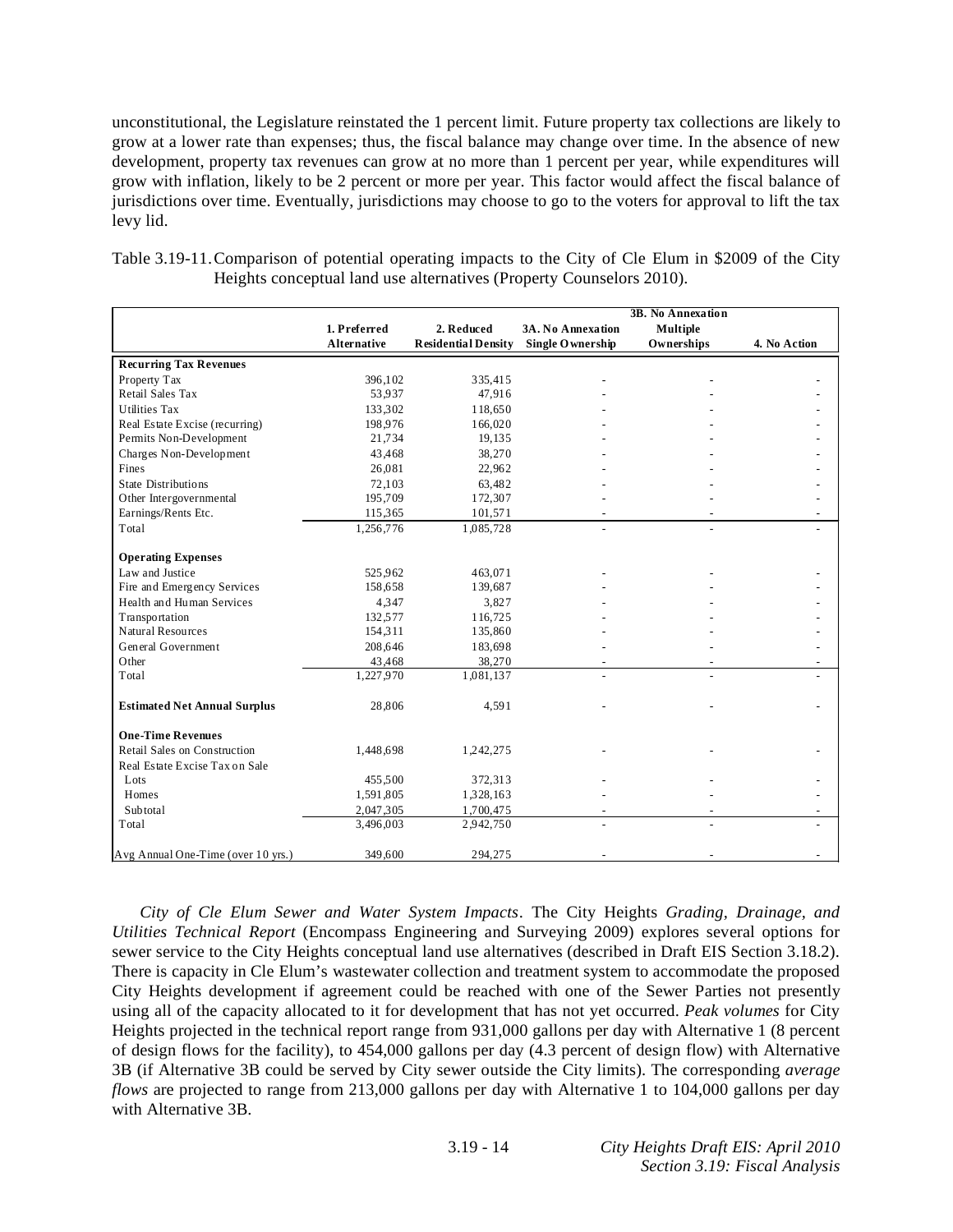unconstitutional, the Legislature reinstated the 1 percent limit. Future property tax collections are likely to grow at a lower rate than expenses; thus, the fiscal balance may change over time. In the absence of new development, property tax revenues can grow at no more than 1 percent per year, while expenditures will grow with inflation, likely to be 2 percent or more per year. This factor would affect the fiscal balance of jurisdictions over time. Eventually, jurisdictions may choose to go to the voters for approval to lift the tax levy lid.

Table 3.19-11. Comparison of potential operating impacts to the City of Cle Elum in $2009 of the City Heights conceptual land use alternatives (Property Counselors 2010).

| | 1. Preferred Alternative | 2. Reduced Residential Density | 3A. No Annexation Single Ownership | 3B. No Annexation Multiple Ownerships | 4. No Action |
|---|---|---|---|---|---|
| **Recurring Tax Revenues** | | | | | |
| Property Tax | 396,102 | 335,415 | - | - | - |
| Retail Sales Tax | 53,937 | 47,916 | - | - | - |
| Utilities Tax | 133,302 | 118,650 | - | - | - |
| Real Estate Excise (recurring) | 198,976 | 166,020 | - | - | - |
| Permits Non-Development | 21,734 | 19,135 | - | - | - |
| Charges Non-Development | 43,468 | 38,270 | - | - | - |
| Fines | 26,081 | 22,962 | - | - | - |
| State Distributions | 72,103 | 63,482 | - | - | - |
| Other Intergovernmental | 195,709 | 172,307 | - | - | - |
| Earnings/Rents Etc. | 115,365 | 101,571 | - | - | - |
| Total | 1,256,776 | 1,085,728 | - | - | - |
| **Operating Expenses** | | | | | |
| Law and Justice | 525,962 | 463,071 | - | - | - |
| Fire and Emergency Services | 158,658 | 139,687 | - | - | - |
| Health and Human Services | 4,347 | 3,827 | - | - | - |
| Transportation | 132,577 | 116,725 | - | - | - |
| Natural Resources | 154,311 | 135,860 | - | - | - |
| General Government | 208,646 | 183,698 | - | - | - |
| Other | 43,468 | 38,270 | - | - | - |
| Total | 1,227,970 | 1,081,137 | - | - | - |
| **Estimated Net Annual Surplus** | 28,806 | 4,591 | - | - | - |
| **One-Time Revenues** | | | | | |
| Retail Sales on Construction | 1,448,698 | 1,242,275 | - | - | - |
| Real Estate Excise Tax on Sale | | | | | |
| Lots | 455,500 | 372,313 | - | - | - |
| Homes | 1,591,805 | 1,328,163 | - | - | - |
| Subtotal | 2,047,305 | 1,700,475 | - | - | - |
| Total | 3,496,003 | 2,942,750 | - | - | - |
| Avg Annual One-Time (over 10 yrs.) | 349,600 | 294,275 | - | - | - |

*City of Cle Elum Sewer and Water System Impacts*. The City Heights *Grading, Drainage, and Utilities Technical Report* (Encompass Engineering and Surveying 2009) explores several options for sewer service to the City Heights conceptual land use alternatives (described in Draft EIS Section 3.18.2). There is capacity in Cle Elum's wastewater collection and treatment system to accommodate the proposed City Heights development if agreement could be reached with one of the Sewer Parties not presently using all of the capacity allocated to it for development that has not yet occurred. *Peak volumes* for City Heights projected in the technical report range from 931,000 gallons per day with Alternative 1 (8 percent of design flows for the facility), to 454,000 gallons per day (4.3 percent of design flow) with Alternative 3B (if Alternative 3B could be served by City sewer outside the City limits). The corresponding *average flows* are projected to range from 213,000 gallons per day with Alternative 1 to 104,000 gallons per day with Alternative 3B.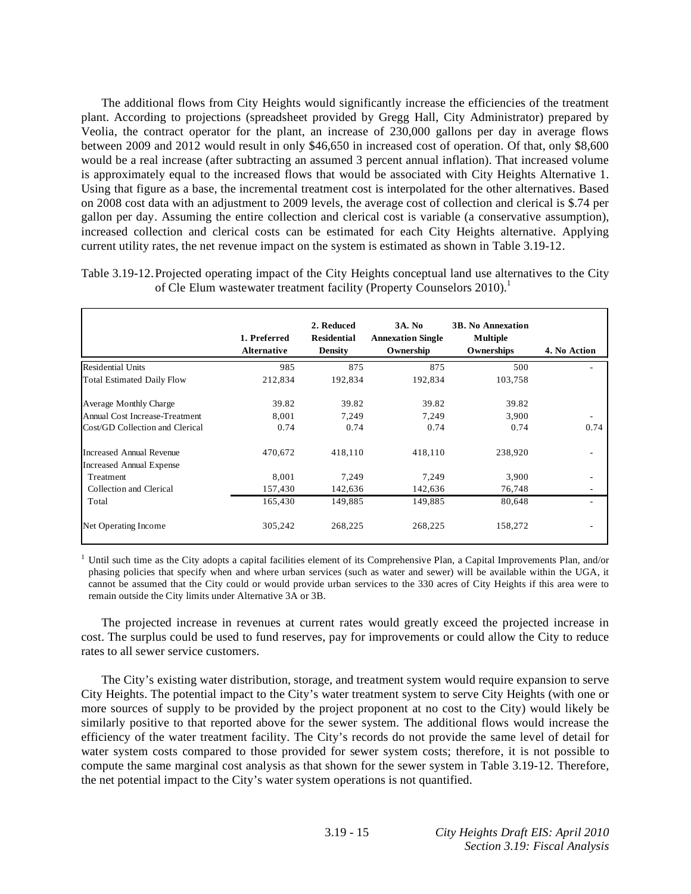The additional flows from City Heights would significantly increase the efficiencies of the treatment plant. According to projections (spreadsheet provided by Gregg Hall, City Administrator) prepared by Veolia, the contract operator for the plant, an increase of 230,000 gallons per day in average flows between 2009 and 2012 would result in only $46,650 in increased cost of operation. Of that, only $8,600 would be a real increase (after subtracting an assumed 3 percent annual inflation). That increased volume is approximately equal to the increased flows that would be associated with City Heights Alternative 1. Using that figure as a base, the incremental treatment cost is interpolated for the other alternatives. Based on 2008 cost data with an adjustment to 2009 levels, the average cost of collection and clerical is $.74 per gallon per day. Assuming the entire collection and clerical cost is variable (a conservative assumption), increased collection and clerical costs can be estimated for each City Heights alternative. Applying current utility rates, the net revenue impact on the system is estimated as shown in Table 3.19-12.

Table 3.19-12. Projected operating impact of the City Heights conceptual land use alternatives to the City of Cle Elum wastewater treatment facility (Property Counselors 2010).[1]

| | 1. Preferred Alternative | 2. Reduced Residential Density | 3A. No Annexation Single Ownership | 3B. No Annexation Multiple Ownerships | 4. No Action |
|---|---|---|---|---|---|
| Residential Units | 985 | 875 | 875 | 500 | - |
| Total Estimated Daily Flow | 212,834 | 192,834 | 192,834 | 103,758 | |
| Average Monthly Charge | 39.82 | 39.82 | 39.82 | 39.82 | |
| Annual Cost Increase-Treatment | 8,001 | 7,249 | 7,249 | 3,900 | - |
| Cost/GD Collection and Clerical | 0.74 | 0.74 | 0.74 | 0.74 | 0.74 |
| Increased Annual Revenue | 470,672 | 418,110 | 418,110 | 238,920 | - |
| Increased Annual Expense | | | | | |
| Treatment | 8,001 | 7,249 | 7,249 | 3,900 | - |
| Collection and Clerical | 157,430 | 142,636 | 142,636 | 76,748 | - |
| Total | 165,430 | 149,885 | 149,885 | 80,648 | - |
| Net Operating Income | 305,242 | 268,225 | 268,225 | 158,272 | - |

[1] Until such time as the City adopts a capital facilities element of its Comprehensive Plan, a Capital Improvements Plan, and/or phasing policies that specify when and where urban services (such as water and sewer) will be available within the UGA, it cannot be assumed that the City could or would provide urban services to the 330 acres of City Heights if this area were to remain outside the City limits under Alternative 3A or 3B.

The projected increase in revenues at current rates would greatly exceed the projected increase in cost. The surplus could be used to fund reserves, pay for improvements or could allow the City to reduce rates to all sewer service customers.

The City's existing water distribution, storage, and treatment system would require expansion to serve City Heights. The potential impact to the City's water treatment system to serve City Heights (with one or more sources of supply to be provided by the project proponent at no cost to the City) would likely be similarly positive to that reported above for the sewer system. The additional flows would increase the efficiency of the water treatment facility. The City's records do not provide the same level of detail for water system costs compared to those provided for sewer system costs; therefore, it is not possible to compute the same marginal cost analysis as that shown for the sewer system in Table 3.19-12. Therefore, the net potential impact to the City's water system operations is not quantified.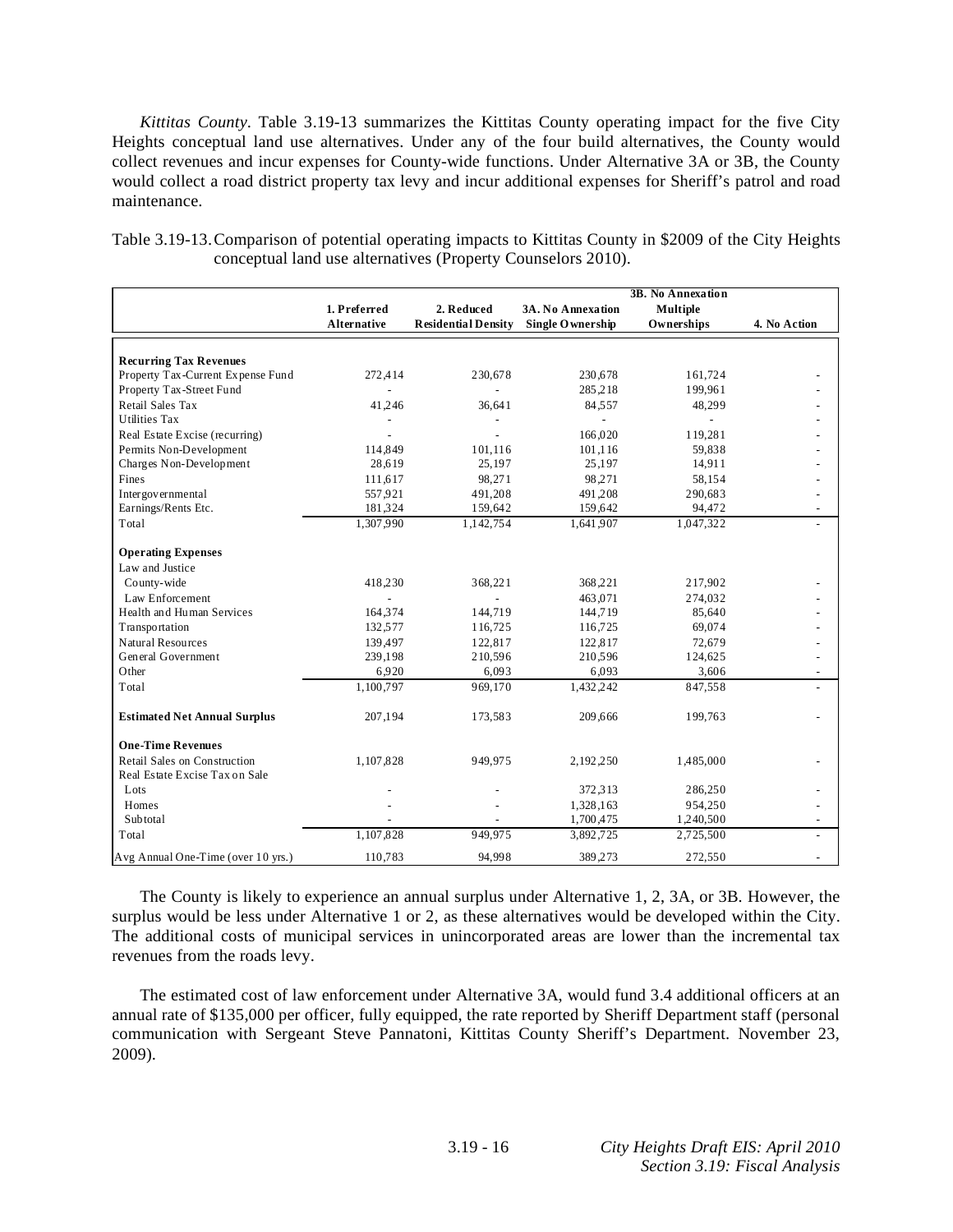*Kittitas County*. Table 3.19-13 summarizes the Kittitas County operating impact for the five City Heights conceptual land use alternatives. Under any of the four build alternatives, the County would collect revenues and incur expenses for County-wide functions. Under Alternative 3A or 3B, the County would collect a road district property tax levy and incur additional expenses for Sheriff's patrol and road maintenance.

Table 3.19-13. Comparison of potential operating impacts to Kittitas County in $2009 of the City Heights conceptual land use alternatives (Property Counselors 2010).

| | 1. Preferred Alternative | 2. Reduced Residential Density | 3A. No Annexation Single Ownership | 3B. No Annexation Multiple Ownerships | 4. No Action |
|---|---|---|---|---|---|
| **Recurring Tax Revenues** | | | | | |
| Property Tax-Current Expense Fund | 272,414 | 230,678 | 230,678 | 161,724 | - |
| Property Tax-Street Fund | - | - | 285,218 | 199,961 | - |
| Retail Sales Tax | 41,246 | 36,641 | 84,557 | 48,299 | - |
| Utilities Tax | - | - | - | - | - |
| Real Estate Excise (recurring) | - | - | 166,020 | 119,281 | - |
| Permits Non-Development | 114,849 | 101,116 | 101,116 | 59,838 | - |
| Charges Non-Development | 28,619 | 25,197 | 25,197 | 14,911 | - |
| Fines | 111,617 | 98,271 | 98,271 | 58,154 | - |
| Intergovernmental | 557,921 | 491,208 | 491,208 | 290,683 | - |
| Earnings/Rents Etc. | 181,324 | 159,642 | 159,642 | 94,472 | - |
| Total | 1,307,990 | 1,142,754 | 1,641,907 | 1,047,322 | - |
| **Operating Expenses** | | | | | |
| Law and Justice | | | | | |
| County-wide | 418,230 | 368,221 | 368,221 | 217,902 | - |
| Law Enforcement | - | - | 463,071 | 274,032 | - |
| Health and Human Services | 164,374 | 144,719 | 144,719 | 85,640 | - |
| Transportation | 132,577 | 116,725 | 116,725 | 69,074 | - |
| Natural Resources | 139,497 | 122,817 | 122,817 | 72,679 | - |
| General Government | 239,198 | 210,596 | 210,596 | 124,625 | - |
| Other | 6,920 | 6,093 | 6,093 | 3,606 | - |
| Total | 1,100,797 | 969,170 | 1,432,242 | 847,558 | - |
| **Estimated Net Annual Surplus** | 207,194 | 173,583 | 209,666 | 199,763 | - |
| **One-Time Revenues** | | | | | |
| Retail Sales on Construction | 1,107,828 | 949,975 | 2,192,250 | 1,485,000 | - |
| Real Estate Excise Tax on Sale | | | | | |
| Lots | - | - | 372,313 | 286,250 | - |
| Homes | - | - | 1,328,163 | 954,250 | - |
| Subtotal | - | - | 1,700,475 | 1,240,500 | - |
| Total | 1,107,828 | 949,975 | 3,892,725 | 2,725,500 | - |
| Avg Annual One-Time (over 10 yrs.) | 110,783 | 94,998 | 389,273 | 272,550 | - |

The County is likely to experience an annual surplus under Alternative 1, 2, 3A, or 3B. However, the surplus would be less under Alternative 1 or 2, as these alternatives would be developed within the City. The additional costs of municipal services in unincorporated areas are lower than the incremental tax revenues from the roads levy.

The estimated cost of law enforcement under Alternative 3A, would fund 3.4 additional officers at an annual rate of $135,000 per officer, fully equipped, the rate reported by Sheriff Department staff (personal communication with Sergeant Steve Pannatoni, Kittitas County Sheriff's Department. November 23, 2009).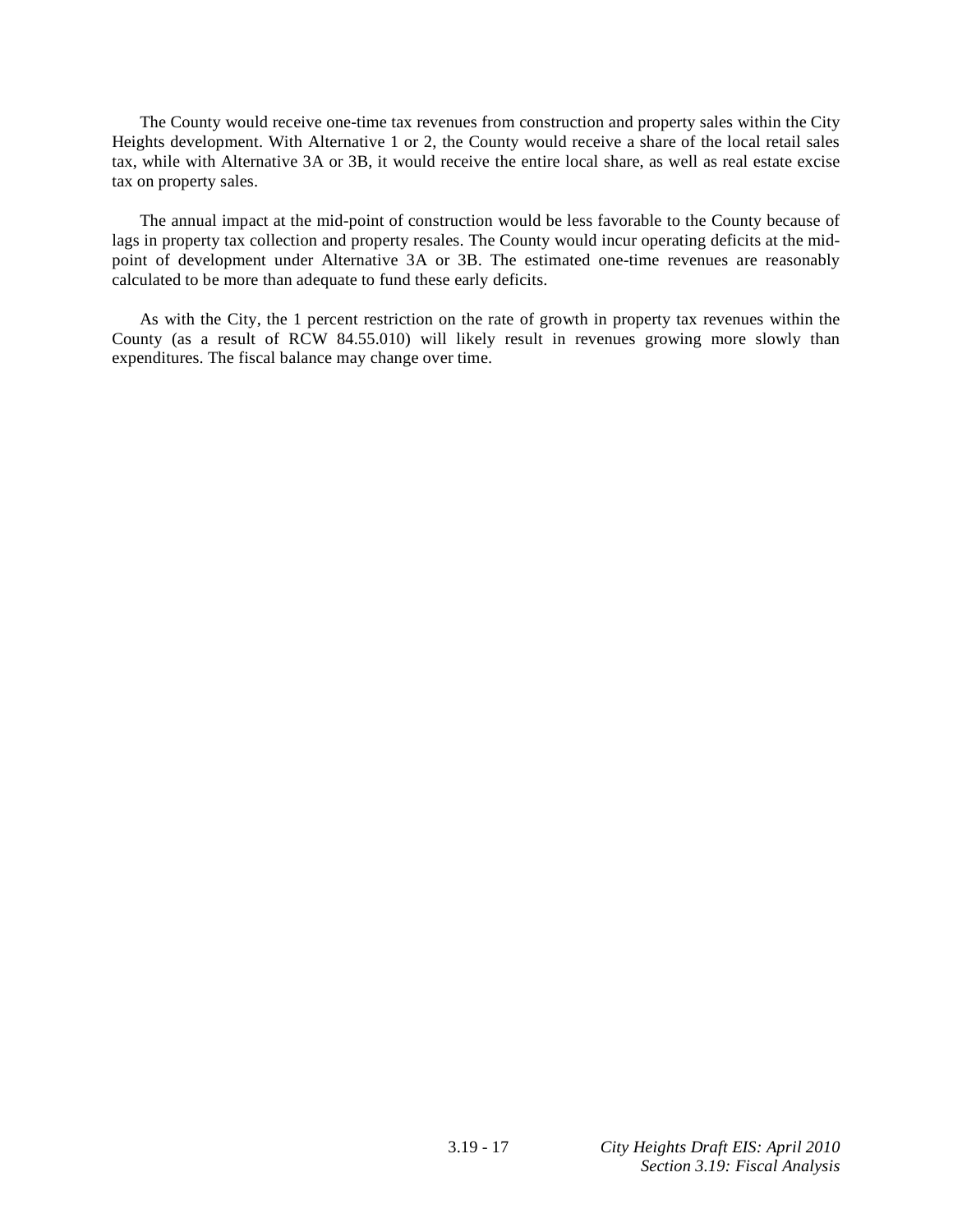The County would receive one-time tax revenues from construction and property sales within the City Heights development. With Alternative 1 or 2, the County would receive a share of the local retail sales tax, while with Alternative 3A or 3B, it would receive the entire local share, as well as real estate excise tax on property sales.

The annual impact at the mid-point of construction would be less favorable to the County because of lags in property tax collection and property resales. The County would incur operating deficits at the mid-point of development under Alternative 3A or 3B. The estimated one-time revenues are reasonably calculated to be more than adequate to fund these early deficits.

As with the City, the 1 percent restriction on the rate of growth in property tax revenues within the County (as a result of RCW 84.55.010) will likely result in revenues growing more slowly than expenditures. The fiscal balance may change over time.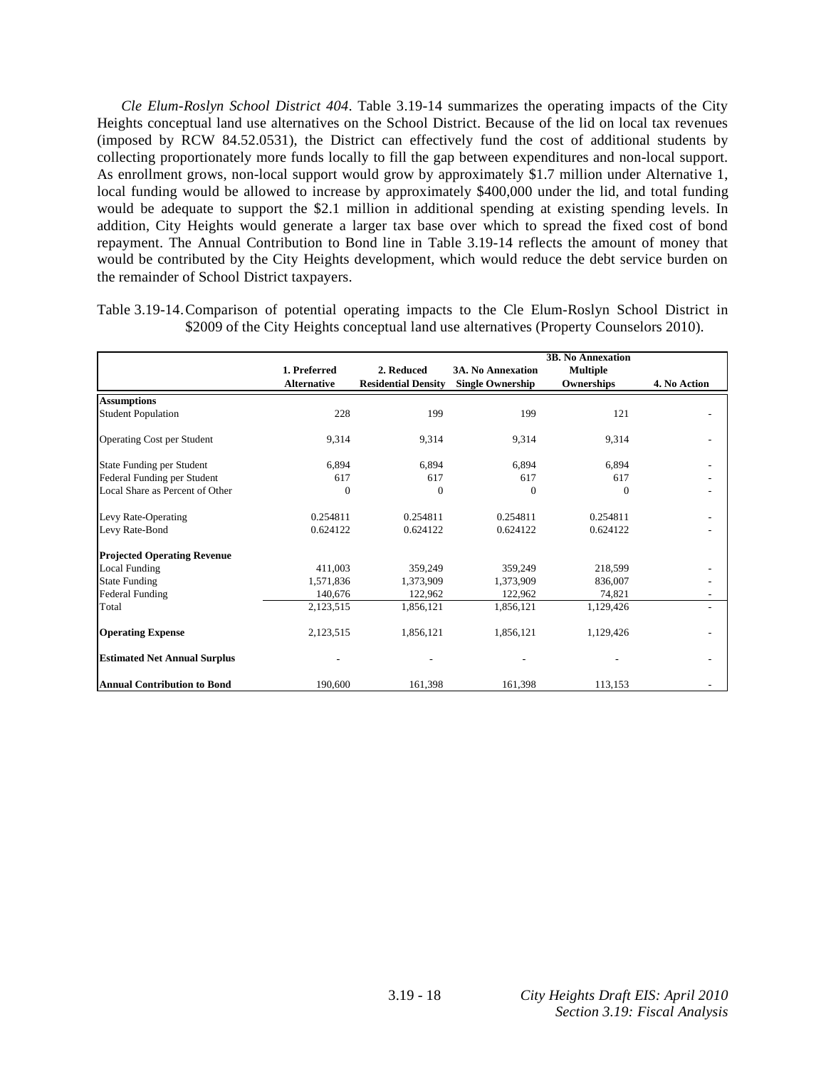*Cle Elum-Roslyn School District 404*. Table 3.19-14 summarizes the operating impacts of the City Heights conceptual land use alternatives on the School District. Because of the lid on local tax revenues (imposed by RCW 84.52.0531), the District can effectively fund the cost of additional students by collecting proportionately more funds locally to fill the gap between expenditures and non-local support. As enrollment grows, non-local support would grow by approximately $1.7 million under Alternative 1, local funding would be allowed to increase by approximately $400,000 under the lid, and total funding would be adequate to support the $2.1 million in additional spending at existing spending levels. In addition, City Heights would generate a larger tax base over which to spread the fixed cost of bond repayment. The Annual Contribution to Bond line in Table 3.19-14 reflects the amount of money that would be contributed by the City Heights development, which would reduce the debt service burden on the remainder of School District taxpayers.

Table 3.19-14. Comparison of potential operating impacts to the Cle Elum-Roslyn School District in $2009 of the City Heights conceptual land use alternatives (Property Counselors 2010).

| | 1. Preferred Alternative | 2. Reduced Residential Density | 3A. No Annexation Single Ownership | 3B. No Annexation Multiple Ownerships | 4. No Action |
|---|---|---|---|---|---|
| **Assumptions** | | | | | |
| Student Population | 228 | 199 | 199 | 121 | - |
| Operating Cost per Student | 9,314 | 9,314 | 9,314 | 9,314 | - |
| State Funding per Student | 6,894 | 6,894 | 6,894 | 6,894 | - |
| Federal Funding per Student | 617 | 617 | 617 | 617 | - |
| Local Share as Percent of Other | 0 | 0 | 0 | 0 | - |
| Levy Rate-Operating | 0.254811 | 0.254811 | 0.254811 | 0.254811 | - |
| Levy Rate-Bond | 0.624122 | 0.624122 | 0.624122 | 0.624122 | - |
| **Projected Operating Revenue** | | | | | |
| Local Funding | 411,003 | 359,249 | 359,249 | 218,599 | - |
| State Funding | 1,571,836 | 1,373,909 | 1,373,909 | 836,007 | - |
| Federal Funding | 140,676 | 122,962 | 122,962 | 74,821 | - |
| Total | 2,123,515 | 1,856,121 | 1,856,121 | 1,129,426 | - |
| **Operating Expense** | 2,123,515 | 1,856,121 | 1,856,121 | 1,129,426 | - |
| **Estimated Net Annual Surplus** | - | - | - | - | - |
| **Annual Contribution to Bond** | 190,600 | 161,398 | 161,398 | 113,153 | - |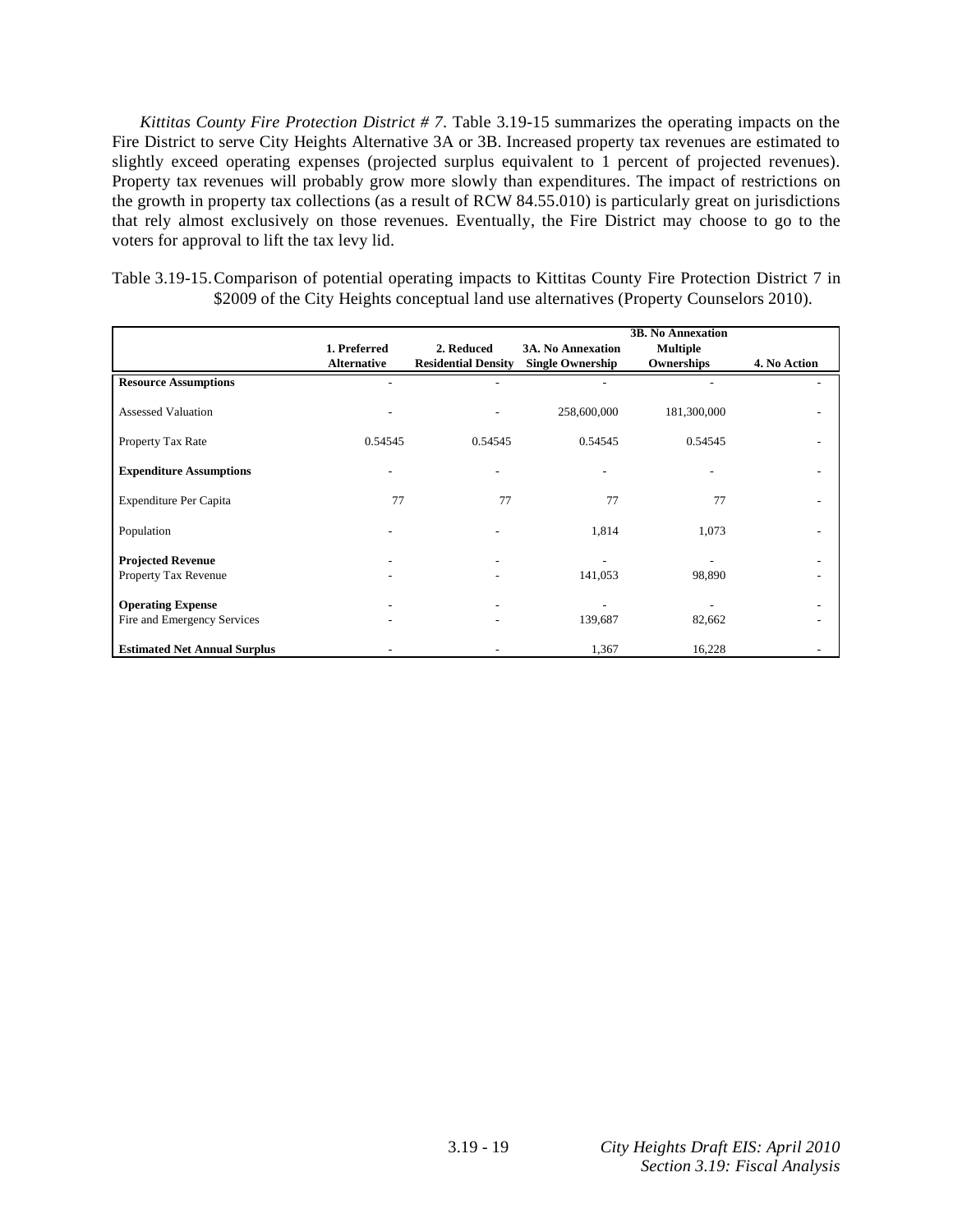*Kittitas County Fire Protection District # 7*. Table 3.19-15 summarizes the operating impacts on the Fire District to serve City Heights Alternative 3A or 3B. Increased property tax revenues are estimated to slightly exceed operating expenses (projected surplus equivalent to 1 percent of projected revenues). Property tax revenues will probably grow more slowly than expenditures. The impact of restrictions on the growth in property tax collections (as a result of RCW 84.55.010) is particularly great on jurisdictions that rely almost exclusively on those revenues. Eventually, the Fire District may choose to go to the voters for approval to lift the tax levy lid.

Table 3.19-15. Comparison of potential operating impacts to Kittitas County Fire Protection District 7 in $2009 of the City Heights conceptual land use alternatives (Property Counselors 2010).

| | 1. Preferred Alternative | 2. Reduced Residential Density | 3A. No Annexation Single Ownership | 3B. No Annexation Multiple Ownerships | 4. No Action |
|---|---|---|---|---|---|
| **Resource Assumptions** | - | - | - | - | - |
| Assessed Valuation | - | - | 258,600,000 | 181,300,000 | - |
| Property Tax Rate | 0.54545 | 0.54545 | 0.54545 | 0.54545 | - |
| **Expenditure Assumptions** | - | - | - | - | - |
| Expenditure Per Capita | 77 | 77 | 77 | 77 | - |
| Population | - | - | 1,814 | 1,073 | - |
| **Projected Revenue** | - | - | - | - | - |
| Property Tax Revenue | - | - | 141,053 | 98,890 | - |
| **Operating Expense** | - | - | - | - | - |
| Fire and Emergency Services | - | - | 139,687 | 82,662 | - |
| **Estimated Net Annual Surplus** | - | - | 1,367 | 16,228 | - |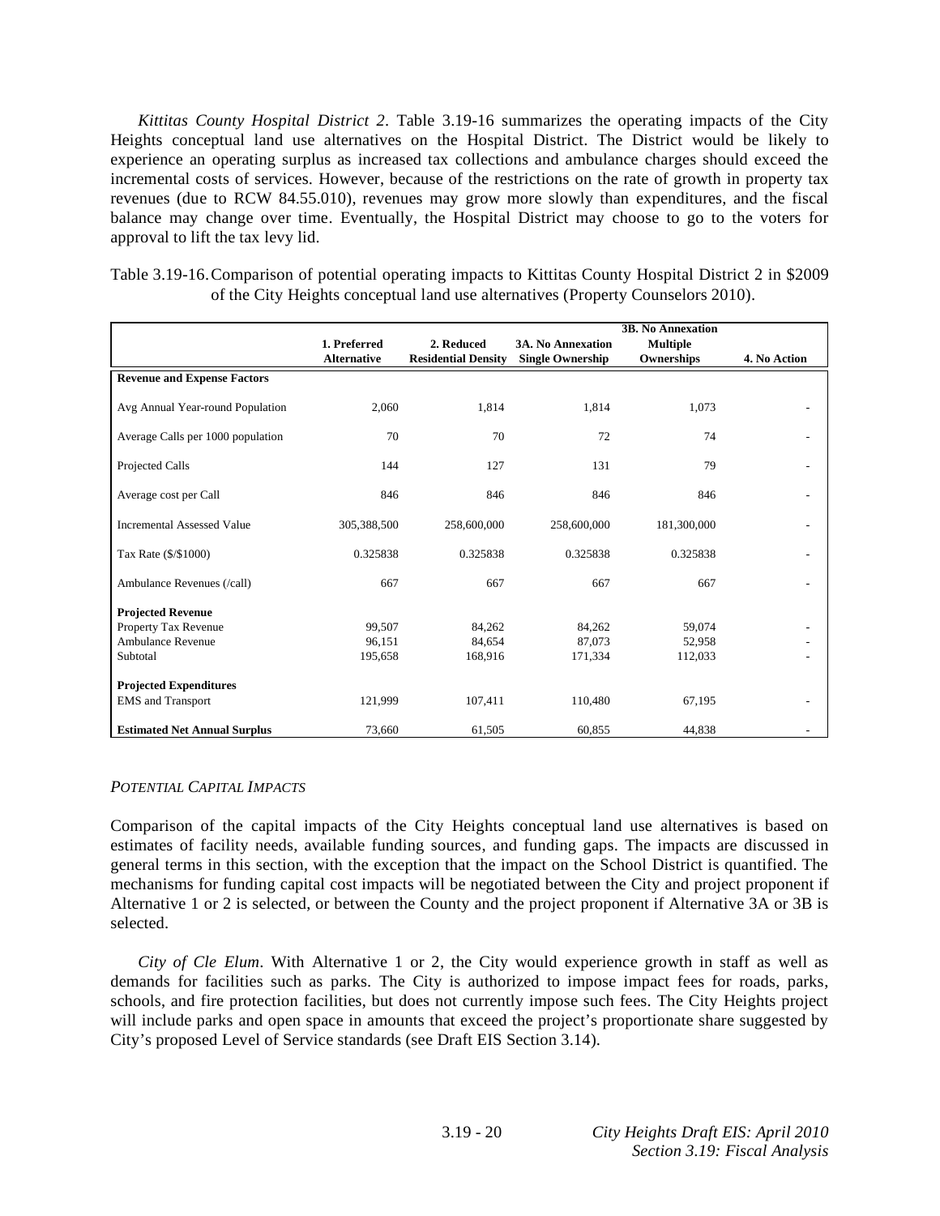*Kittitas County Hospital District 2*. Table 3.19-16 summarizes the operating impacts of the City Heights conceptual land use alternatives on the Hospital District. The District would be likely to experience an operating surplus as increased tax collections and ambulance charges should exceed the incremental costs of services. However, because of the restrictions on the rate of growth in property tax revenues (due to RCW 84.55.010), revenues may grow more slowly than expenditures, and the fiscal balance may change over time. Eventually, the Hospital District may choose to go to the voters for approval to lift the tax levy lid.

Table 3.19-16. Comparison of potential operating impacts to Kittitas County Hospital District 2 in \$2009 of the City Heights conceptual land use alternatives (Property Counselors 2010).

| | 1. Preferred Alternative | 2. Reduced Residential Density | 3A. No Annexation Single Ownership | 3B. No Annexation Multiple Ownerships | 4. No Action |
|---|---|---|---|---|---|
| **Revenue and Expense Factors** | | | | | |
| Avg Annual Year-round Population | 2,060 | 1,814 | 1,814 | 1,073 | - |
| Average Calls per 1000 population | 70 | 70 | 72 | 74 | - |
| Projected Calls | 144 | 127 | 131 | 79 | - |
| Average cost per Call | 846 | 846 | 846 | 846 | - |
| Incremental Assessed Value | 305,388,500 | 258,600,000 | 258,600,000 | 181,300,000 | - |
| Tax Rate (\$/\$1000) | 0.325838 | 0.325838 | 0.325838 | 0.325838 | - |
| Ambulance Revenues (/call) | 667 | 667 | 667 | 667 | - |
| **Projected Revenue** | | | | | |
| Property Tax Revenue | 99,507 | 84,262 | 84,262 | 59,074 | - |
| Ambulance Revenue | 96,151 | 84,654 | 87,073 | 52,958 | - |
| Subtotal | 195,658 | 168,916 | 171,334 | 112,033 | - |
| **Projected Expenditures** | | | | | |
| EMS and Transport | 121,999 | 107,411 | 110,480 | 67,195 | - |
| **Estimated Net Annual Surplus** | 73,660 | 61,505 | 60,855 | 44,838 | - |

### POTENTIAL CAPITAL IMPACTS

Comparison of the capital impacts of the City Heights conceptual land use alternatives is based on estimates of facility needs, available funding sources, and funding gaps. The impacts are discussed in general terms in this section, with the exception that the impact on the School District is quantified. The mechanisms for funding capital cost impacts will be negotiated between the City and project proponent if Alternative 1 or 2 is selected, or between the County and the project proponent if Alternative 3A or 3B is selected.

*City of Cle Elum*. With Alternative 1 or 2, the City would experience growth in staff as well as demands for facilities such as parks. The City is authorized to impose impact fees for roads, parks, schools, and fire protection facilities, but does not currently impose such fees. The City Heights project will include parks and open space in amounts that exceed the project's proportionate share suggested by City's proposed Level of Service standards (see Draft EIS Section 3.14).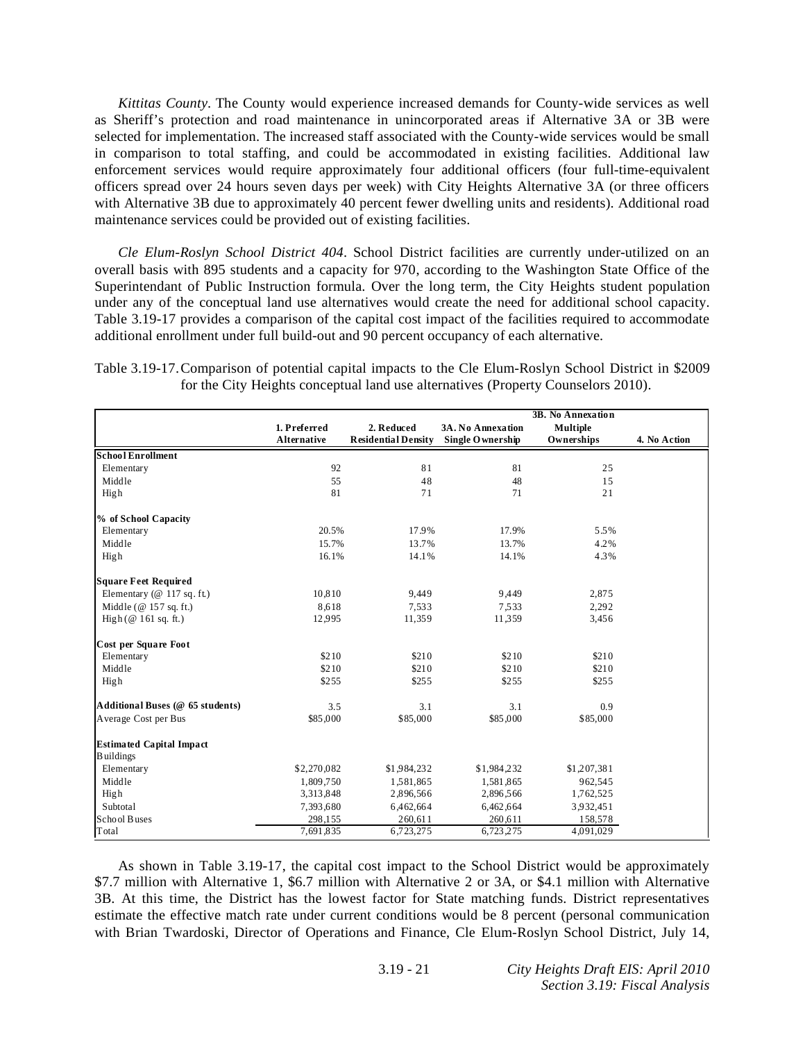*Kittitas County*. The County would experience increased demands for County-wide services as well as Sheriff's protection and road maintenance in unincorporated areas if Alternative 3A or 3B were selected for implementation. The increased staff associated with the County-wide services would be small in comparison to total staffing, and could be accommodated in existing facilities. Additional law enforcement services would require approximately four additional officers (four full-time-equivalent officers spread over 24 hours seven days per week) with City Heights Alternative 3A (or three officers with Alternative 3B due to approximately 40 percent fewer dwelling units and residents). Additional road maintenance services could be provided out of existing facilities.

*Cle Elum-Roslyn School District 404*. School District facilities are currently under-utilized on an overall basis with 895 students and a capacity for 970, according to the Washington State Office of the Superintendant of Public Instruction formula. Over the long term, the City Heights student population under any of the conceptual land use alternatives would create the need for additional school capacity. Table 3.19-17 provides a comparison of the capital cost impact of the facilities required to accommodate additional enrollment under full build-out and 90 percent occupancy of each alternative.

Table 3.19-17. Comparison of potential capital impacts to the Cle Elum-Roslyn School District in $2009 for the City Heights conceptual land use alternatives (Property Counselors 2010).

| | 1. Preferred Alternative | 2. Reduced Residential Density | 3A. No Annexation Single Ownership | 3B. No Annexation Multiple Ownerships | 4. No Action |
|---|---|---|---|---|---|
| **School Enrollment** | | | | | |
| Elementary | 92 | 81 | 81 | 25 | |
| Middle | 55 | 48 | 48 | 15 | |
| High | 81 | 71 | 71 | 21 | |
| **% of School Capacity** | | | | | |
| Elementary | 20.5% | 17.9% | 17.9% | 5.5% | |
| Middle | 15.7% | 13.7% | 13.7% | 4.2% | |
| High | 16.1% | 14.1% | 14.1% | 4.3% | |
| **Square Feet Required** | | | | | |
| Elementary (@ 117 sq. ft.) | 10,810 | 9,449 | 9,449 | 2,875 | |
| Middle (@ 157 sq. ft.) | 8,618 | 7,533 | 7,533 | 2,292 | |
| High (@ 161 sq. ft.) | 12,995 | 11,359 | 11,359 | 3,456 | |
| **Cost per Square Foot** | | | | | |
| Elementary | $210 | $210 | $210 | $210 | |
| Middle | $210 | $210 | $210 | $210 | |
| High | $255 | $255 | $255 | $255 | |
| **Additional Buses (@ 65 students)** | 3.5 | 3.1 | 3.1 | 0.9 | |
| Average Cost per Bus | $85,000 | $85,000 | $85,000 | $85,000 | |
| **Estimated Capital Impact** | | | | | |
| Buildings | | | | | |
| Elementary | $2,270,082 | $1,984,232 | $1,984,232 | $1,207,381 | |
| Middle | 1,809,750 | 1,581,865 | 1,581,865 | 962,545 | |
| High | 3,313,848 | 2,896,566 | 2,896,566 | 1,762,525 | |
| Subtotal | 7,393,680 | 6,462,664 | 6,462,664 | 3,932,451 | |
| School Buses | 298,155 | 260,611 | 260,611 | 158,578 | |
| Total | 7,691,835 | 6,723,275 | 6,723,275 | 4,091,029 | |

As shown in Table 3.19-17, the capital cost impact to the School District would be approximately $7.7 million with Alternative 1, $6.7 million with Alternative 2 or 3A, or $4.1 million with Alternative 3B. At this time, the District has the lowest factor for State matching funds. District representatives estimate the effective match rate under current conditions would be 8 percent (personal communication with Brian Twardoski, Director of Operations and Finance, Cle Elum-Roslyn School District, July 14,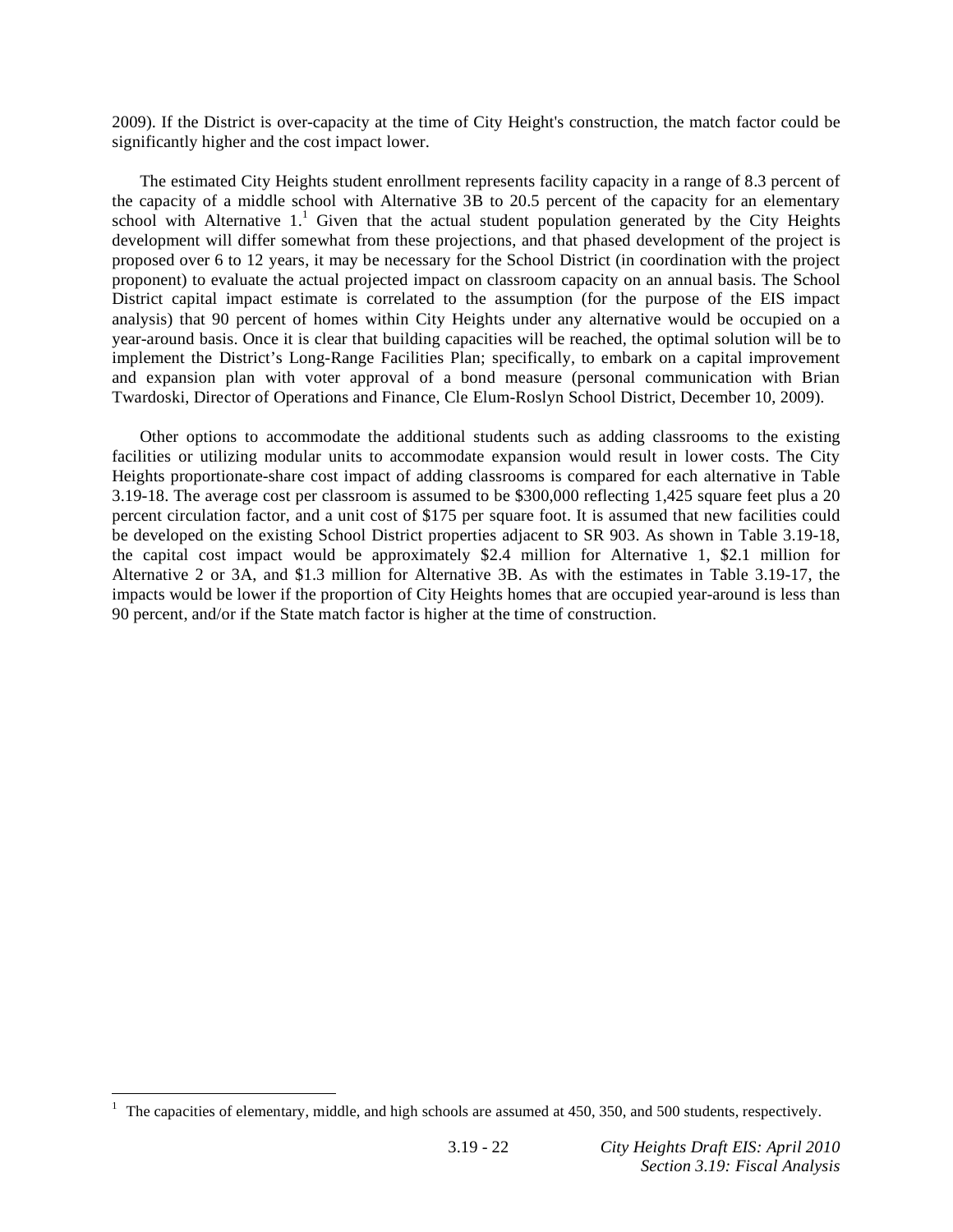2009). If the District is over-capacity at the time of City Height's construction, the match factor could be significantly higher and the cost impact lower.

The estimated City Heights student enrollment represents facility capacity in a range of 8.3 percent of the capacity of a middle school with Alternative 3B to 20.5 percent of the capacity for an elementary school with Alternative 1.[1] Given that the actual student population generated by the City Heights development will differ somewhat from these projections, and that phased development of the project is proposed over 6 to 12 years, it may be necessary for the School District (in coordination with the project proponent) to evaluate the actual projected impact on classroom capacity on an annual basis. The School District capital impact estimate is correlated to the assumption (for the purpose of the EIS impact analysis) that 90 percent of homes within City Heights under any alternative would be occupied on a year-around basis. Once it is clear that building capacities will be reached, the optimal solution will be to implement the District's Long-Range Facilities Plan; specifically, to embark on a capital improvement and expansion plan with voter approval of a bond measure (personal communication with Brian Twardoski, Director of Operations and Finance, Cle Elum-Roslyn School District, December 10, 2009).

Other options to accommodate the additional students such as adding classrooms to the existing facilities or utilizing modular units to accommodate expansion would result in lower costs. The City Heights proportionate-share cost impact of adding classrooms is compared for each alternative in Table 3.19-18. The average cost per classroom is assumed to be $300,000 reflecting 1,425 square feet plus a 20 percent circulation factor, and a unit cost of $175 per square foot. It is assumed that new facilities could be developed on the existing School District properties adjacent to SR 903. As shown in Table 3.19-18, the capital cost impact would be approximately $2.4 million for Alternative 1, $2.1 million for Alternative 2 or 3A, and $1.3 million for Alternative 3B. As with the estimates in Table 3.19-17, the impacts would be lower if the proportion of City Heights homes that are occupied year-around is less than 90 percent, and/or if the State match factor is higher at the time of construction.

[1] The capacities of elementary, middle, and high schools are assumed at 450, 350, and 500 students, respectively.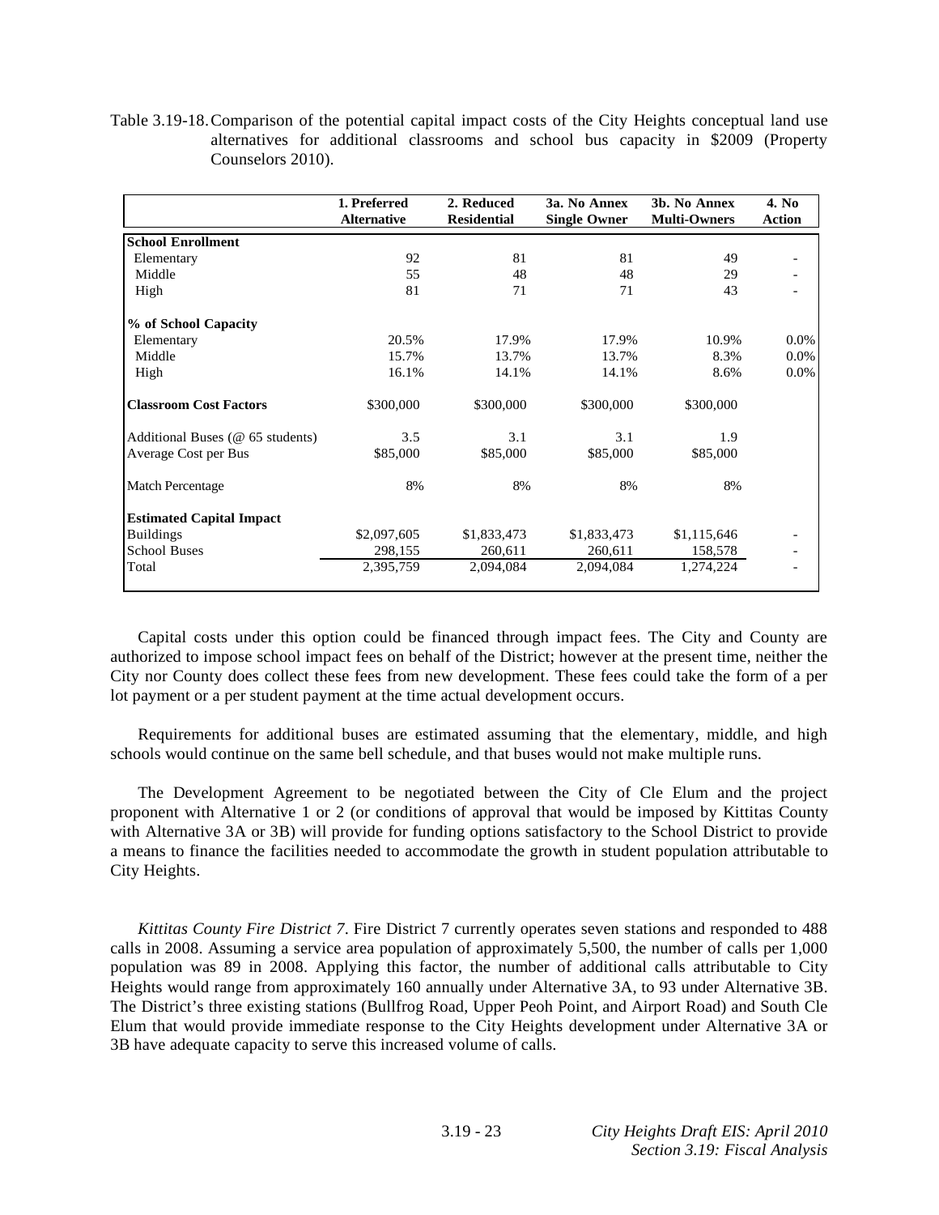Table 3.19-18. Comparison of the potential capital impact costs of the City Heights conceptual land use alternatives for additional classrooms and school bus capacity in \$2009 (Property Counselors 2010).

| | 1. Preferred Alternative | 2. Reduced Residential | 3a. No Annex Single Owner | 3b. No Annex Multi-Owners | 4. No Action |
|---|---|---|---|---|---|
| **School Enrollment** | | | | | |
| Elementary | 92 | 81 | 81 | 49 | - |
| Middle | 55 | 48 | 48 | 29 | - |
| High | 81 | 71 | 71 | 43 | - |
| **% of School Capacity** | | | | | |
| Elementary | 20.5% | 17.9% | 17.9% | 10.9% | 0.0% |
| Middle | 15.7% | 13.7% | 13.7% | 8.3% | 0.0% |
| High | 16.1% | 14.1% | 14.1% | 8.6% | 0.0% |
| **Classroom Cost Factors** | \$300,000 | \$300,000 | \$300,000 | \$300,000 | |
| Additional Buses (@ 65 students) | 3.5 | 3.1 | 3.1 | 1.9 | |
| Average Cost per Bus | \$85,000 | \$85,000 | \$85,000 | \$85,000 | |
| Match Percentage | 8% | 8% | 8% | 8% | |
| **Estimated Capital Impact** | | | | | |
| Buildings | \$2,097,605 | \$1,833,473 | \$1,833,473 | \$1,115,646 | - |
| School Buses | 298,155 | 260,611 | 260,611 | 158,578 | - |
| Total | 2,395,759 | 2,094,084 | 2,094,084 | 1,274,224 | - |

Capital costs under this option could be financed through impact fees. The City and County are authorized to impose school impact fees on behalf of the District; however at the present time, neither the City nor County does collect these fees from new development. These fees could take the form of a per lot payment or a per student payment at the time actual development occurs.

Requirements for additional buses are estimated assuming that the elementary, middle, and high schools would continue on the same bell schedule, and that buses would not make multiple runs.

The Development Agreement to be negotiated between the City of Cle Elum and the project proponent with Alternative 1 or 2 (or conditions of approval that would be imposed by Kittitas County with Alternative 3A or 3B) will provide for funding options satisfactory to the School District to provide a means to finance the facilities needed to accommodate the growth in student population attributable to City Heights.

*Kittitas County Fire District 7*. Fire District 7 currently operates seven stations and responded to 488 calls in 2008. Assuming a service area population of approximately 5,500, the number of calls per 1,000 population was 89 in 2008. Applying this factor, the number of additional calls attributable to City Heights would range from approximately 160 annually under Alternative 3A, to 93 under Alternative 3B. The District's three existing stations (Bullfrog Road, Upper Peoh Point, and Airport Road) and South Cle Elum that would provide immediate response to the City Heights development under Alternative 3A or 3B have adequate capacity to serve this increased volume of calls.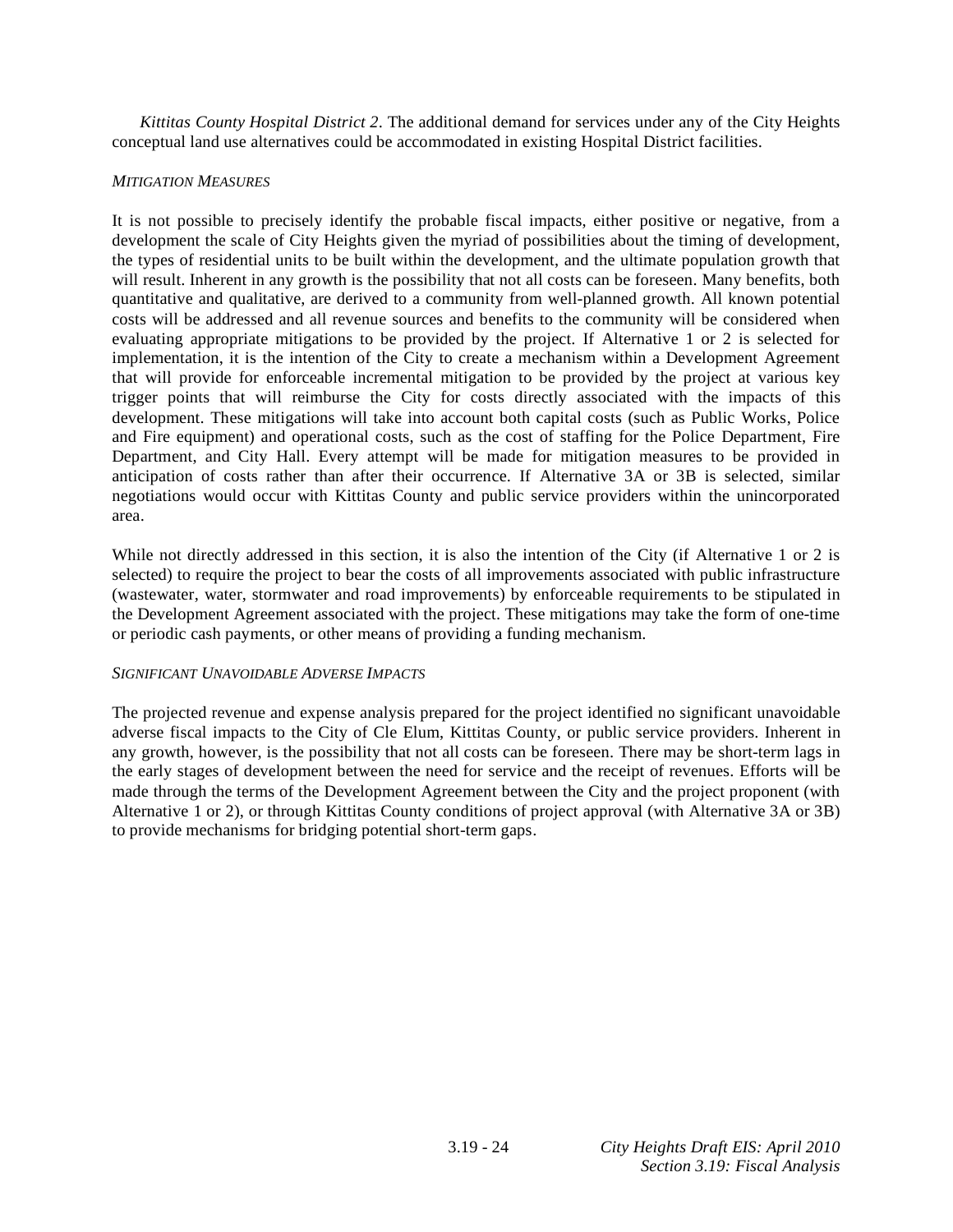*Kittitas County Hospital District 2*. The additional demand for services under any of the City Heights conceptual land use alternatives could be accommodated in existing Hospital District facilities.

*MITIGATION MEASURES*

It is not possible to precisely identify the probable fiscal impacts, either positive or negative, from a development the scale of City Heights given the myriad of possibilities about the timing of development, the types of residential units to be built within the development, and the ultimate population growth that will result. Inherent in any growth is the possibility that not all costs can be foreseen. Many benefits, both quantitative and qualitative, are derived to a community from well-planned growth. All known potential costs will be addressed and all revenue sources and benefits to the community will be considered when evaluating appropriate mitigations to be provided by the project. If Alternative 1 or 2 is selected for implementation, it is the intention of the City to create a mechanism within a Development Agreement that will provide for enforceable incremental mitigation to be provided by the project at various key trigger points that will reimburse the City for costs directly associated with the impacts of this development. These mitigations will take into account both capital costs (such as Public Works, Police and Fire equipment) and operational costs, such as the cost of staffing for the Police Department, Fire Department, and City Hall. Every attempt will be made for mitigation measures to be provided in anticipation of costs rather than after their occurrence. If Alternative 3A or 3B is selected, similar negotiations would occur with Kittitas County and public service providers within the unincorporated area.

While not directly addressed in this section, it is also the intention of the City (if Alternative 1 or 2 is selected) to require the project to bear the costs of all improvements associated with public infrastructure (wastewater, water, stormwater and road improvements) by enforceable requirements to be stipulated in the Development Agreement associated with the project. These mitigations may take the form of one-time or periodic cash payments, or other means of providing a funding mechanism.

*SIGNIFICANT UNAVOIDABLE ADVERSE IMPACTS*

The projected revenue and expense analysis prepared for the project identified no significant unavoidable adverse fiscal impacts to the City of Cle Elum, Kittitas County, or public service providers. Inherent in any growth, however, is the possibility that not all costs can be foreseen. There may be short-term lags in the early stages of development between the need for service and the receipt of revenues. Efforts will be made through the terms of the Development Agreement between the City and the project proponent (with Alternative 1 or 2), or through Kittitas County conditions of project approval (with Alternative 3A or 3B) to provide mechanisms for bridging potential short-term gaps.